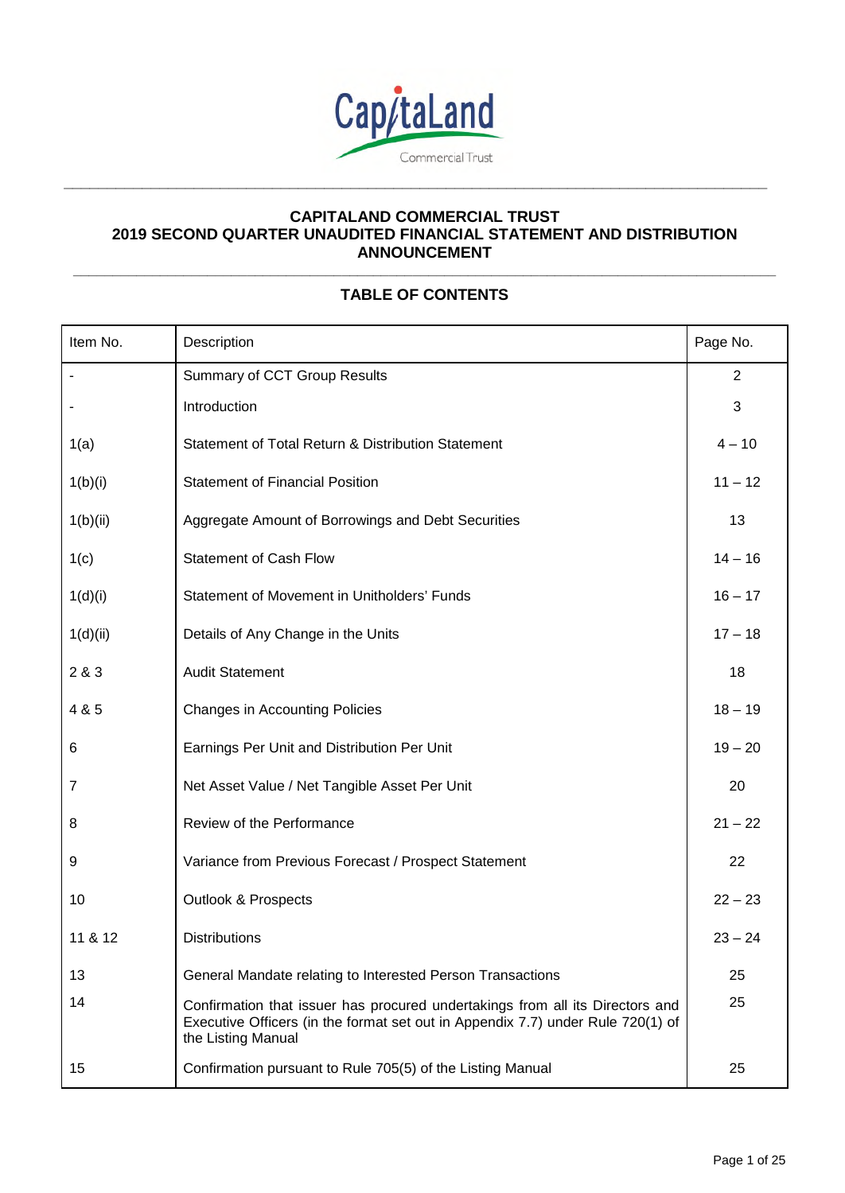# CAPITALAND COMMERCIAL TRUST
# 2019 SECOND QUARTER UNAUDITED FINANCIAL STATEMENT AND DISTRIBUTION ANNOUNCEMENT

## TABLE OF CONTENTS

| Item No. | Description | Page No. |
|---|---|---|
| - | Summary of CCT Group Results | 2 |
| - | Introduction | 3 |
| 1(a) | Statement of Total Return & Distribution Statement | 4 – 10 |
| 1(b)(i) | Statement of Financial Position | 11 – 12 |
| 1(b)(ii) | Aggregate Amount of Borrowings and Debt Securities | 13 |
| 1(c) | Statement of Cash Flow | 14 – 16 |
| 1(d)(i) | Statement of Movement in Unitholders' Funds | 16 – 17 |
| 1(d)(ii) | Details of Any Change in the Units | 17 – 18 |
| 2 & 3 | Audit Statement | 18 |
| 4 & 5 | Changes in Accounting Policies | 18 – 19 |
| 6 | Earnings Per Unit and Distribution Per Unit | 19 – 20 |
| 7 | Net Asset Value / Net Tangible Asset Per Unit | 20 |
| 8 | Review of the Performance | 21 – 22 |
| 9 | Variance from Previous Forecast / Prospect Statement | 22 |
| 10 | Outlook & Prospects | 22 – 23 |
| 11 & 12 | Distributions | 23 – 24 |
| 13 | General Mandate relating to Interested Person Transactions | 25 |
| 14 | Confirmation that issuer has procured undertakings from all its Directors and Executive Officers (in the format set out in Appendix 7.7) under Rule 720(1) of the Listing Manual | 25 |
| 15 | Confirmation pursuant to Rule 705(5) of the Listing Manual | 25 |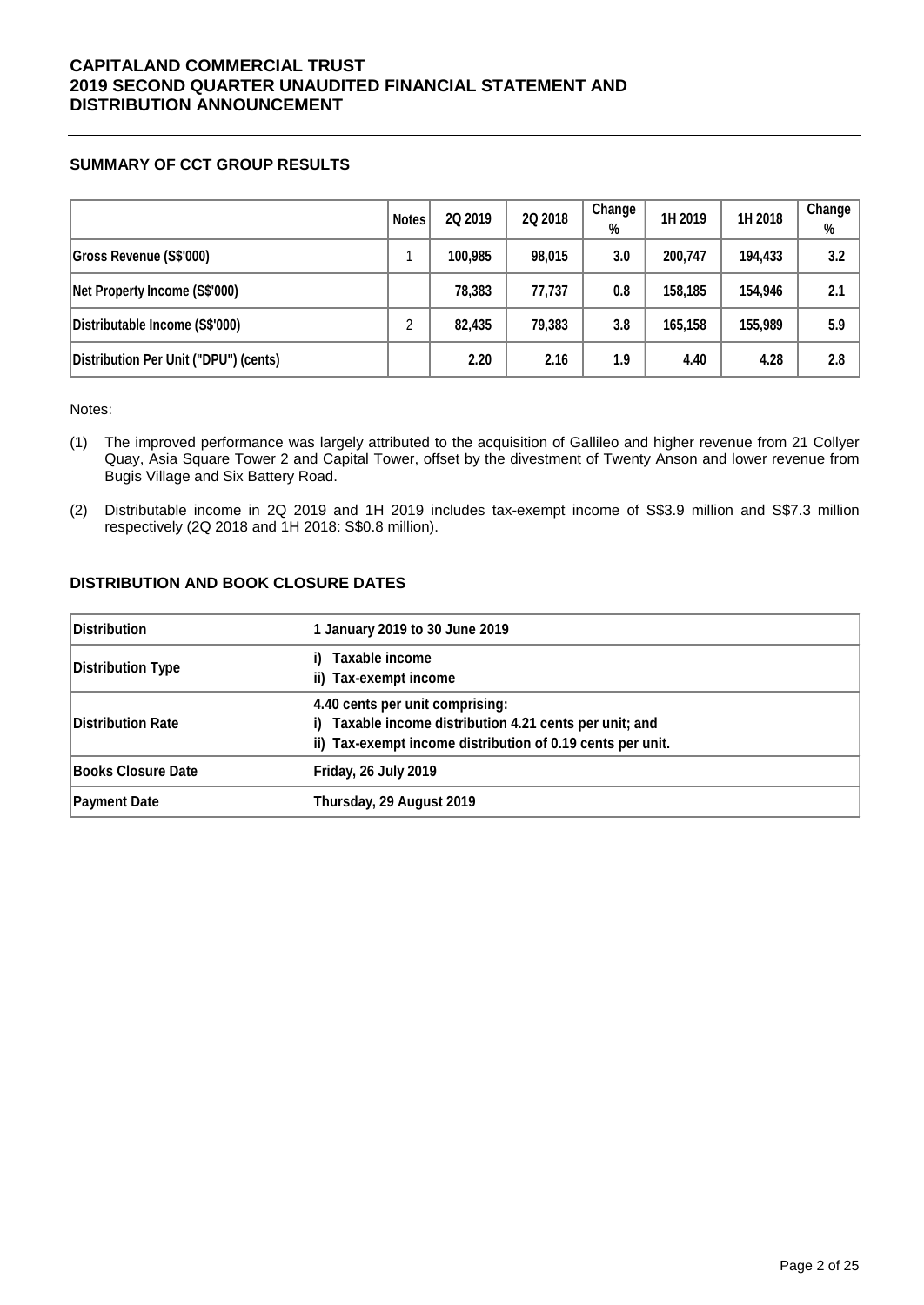# CAPITALAND COMMERCIAL TRUST
# 2019 SECOND QUARTER UNAUDITED FINANCIAL STATEMENT AND DISTRIBUTION ANNOUNCEMENT

## SUMMARY OF CCT GROUP RESULTS

| | Notes | 2Q 2019 | 2Q 2018 | Change % | 1H 2019 | 1H 2018 | Change % |
|---|---|---|---|---|---|---|---|
| Gross Revenue (S$'000) | 1 | 100,985 | 98,015 | 3.0 | 200,747 | 194,433 | 3.2 |
| Net Property Income (S$'000) | | 78,383 | 77,737 | 0.8 | 158,185 | 154,946 | 2.1 |
| Distributable Income (S$'000) | 2 | 82,435 | 79,383 | 3.8 | 165,158 | 155,989 | 5.9 |
| Distribution Per Unit ("DPU") (cents) | | 2.20 | 2.16 | 1.9 | 4.40 | 4.28 | 2.8 |

Notes:

(1) The improved performance was largely attributed to the acquisition of Gallileo and higher revenue from 21 Collyer Quay, Asia Square Tower 2 and Capital Tower, offset by the divestment of Twenty Anson and lower revenue from Bugis Village and Six Battery Road.

(2) Distributable income in 2Q 2019 and 1H 2019 includes tax-exempt income of S$3.9 million and S$7.3 million respectively (2Q 2018 and 1H 2018: S$0.8 million).

## DISTRIBUTION AND BOOK CLOSURE DATES

| Distribution | 1 January 2019 to 30 June 2019 |
|---|---|
| Distribution Type | i) Taxable income<br>ii) Tax-exempt income |
| Distribution Rate | 4.40 cents per unit comprising:<br>i) Taxable income distribution 4.21 cents per unit; and<br>ii) Tax-exempt income distribution of 0.19 cents per unit. |
| Books Closure Date | Friday, 26 July 2019 |
| Payment Date | Thursday, 29 August 2019 |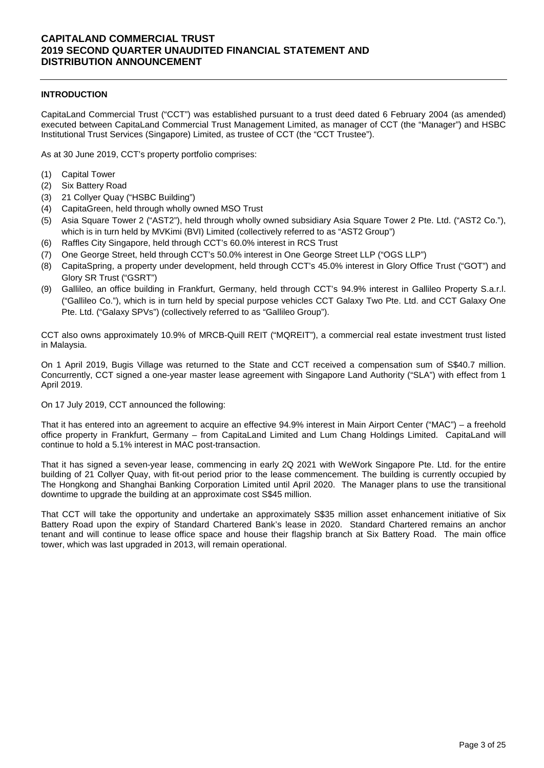## INTRODUCTION

CapitaLand Commercial Trust ("CCT") was established pursuant to a trust deed dated 6 February 2004 (as amended) executed between CapitaLand Commercial Trust Management Limited, as manager of CCT (the "Manager") and HSBC Institutional Trust Services (Singapore) Limited, as trustee of CCT (the "CCT Trustee").

As at 30 June 2019, CCT's property portfolio comprises:

(1) Capital Tower
(2) Six Battery Road
(3) 21 Collyer Quay ("HSBC Building")
(4) CapitaGreen, held through wholly owned MSO Trust
(5) Asia Square Tower 2 ("AST2"), held through wholly owned subsidiary Asia Square Tower 2 Pte. Ltd. ("AST2 Co."), which is in turn held by MVKimi (BVI) Limited (collectively referred to as "AST2 Group")
(6) Raffles City Singapore, held through CCT's 60.0% interest in RCS Trust
(7) One George Street, held through CCT's 50.0% interest in One George Street LLP ("OGS LLP")
(8) CapitaSpring, a property under development, held through CCT's 45.0% interest in Glory Office Trust ("GOT") and Glory SR Trust ("GSRT")
(9) Gallileo, an office building in Frankfurt, Germany, held through CCT's 94.9% interest in Gallileo Property S.a.r.l. ("Gallileo Co."), which is in turn held by special purpose vehicles CCT Galaxy Two Pte. Ltd. and CCT Galaxy One Pte. Ltd. ("Galaxy SPVs") (collectively referred to as "Gallileo Group").

CCT also owns approximately 10.9% of MRCB-Quill REIT ("MQREIT"), a commercial real estate investment trust listed in Malaysia.

On 1 April 2019, Bugis Village was returned to the State and CCT received a compensation sum of S$40.7 million. Concurrently, CCT signed a one-year master lease agreement with Singapore Land Authority ("SLA") with effect from 1 April 2019.

On 17 July 2019, CCT announced the following:

That it has entered into an agreement to acquire an effective 94.9% interest in Main Airport Center ("MAC") – a freehold office property in Frankfurt, Germany – from CapitaLand Limited and Lum Chang Holdings Limited. CapitaLand will continue to hold a 5.1% interest in MAC post-transaction.

That it has signed a seven-year lease, commencing in early 2Q 2021 with WeWork Singapore Pte. Ltd. for the entire building of 21 Collyer Quay, with fit-out period prior to the lease commencement. The building is currently occupied by The Hongkong and Shanghai Banking Corporation Limited until April 2020. The Manager plans to use the transitional downtime to upgrade the building at an approximate cost S$45 million.

That CCT will take the opportunity and undertake an approximately S$35 million asset enhancement initiative of Six Battery Road upon the expiry of Standard Chartered Bank's lease in 2020. Standard Chartered remains an anchor tenant and will continue to lease office space and house their flagship branch at Six Battery Road. The main office tower, which was last upgraded in 2013, will remain operational.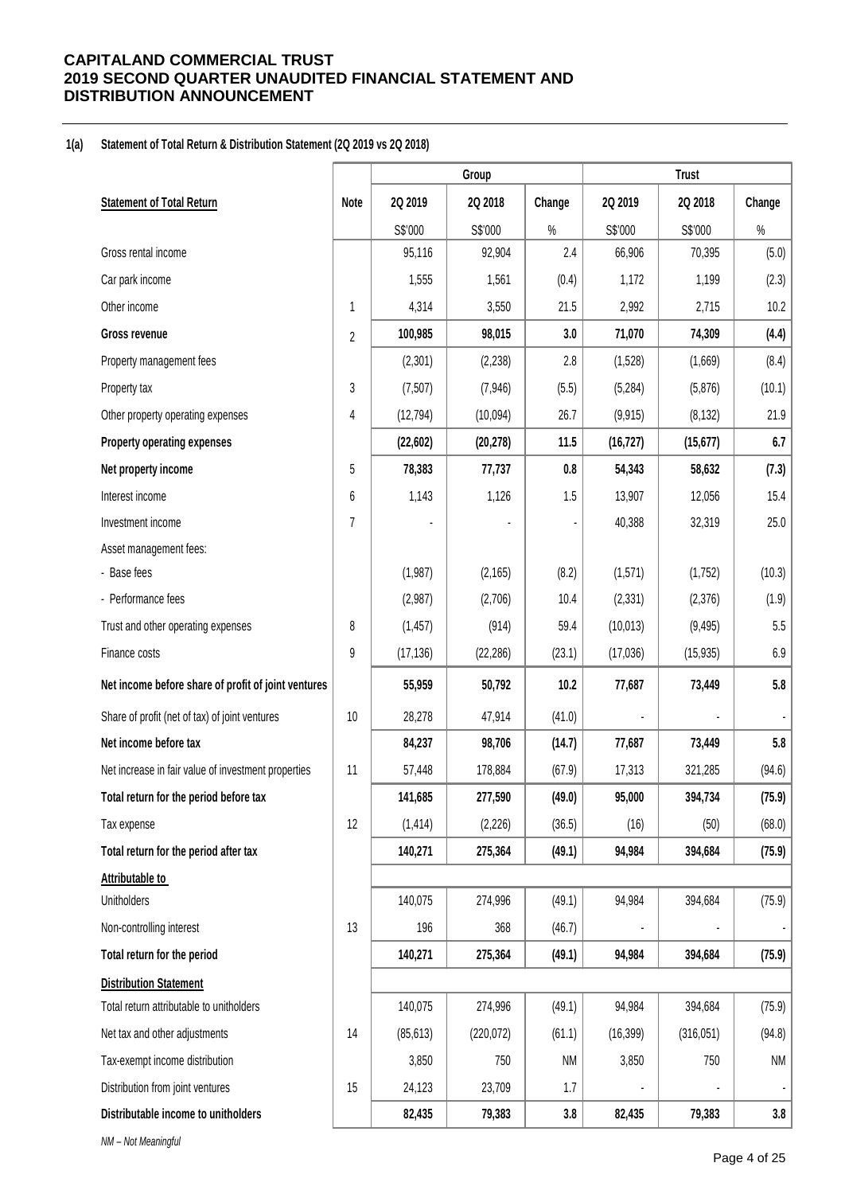# CAPITALAND COMMERCIAL TRUST
# 2019 SECOND QUARTER UNAUDITED FINANCIAL STATEMENT AND DISTRIBUTION ANNOUNCEMENT

## 1(a) Statement of Total Return & Distribution Statement (2Q 2019 vs 2Q 2018)

| | | Group | | | Trust | | |
|---|---|---|---|---|---|---|---|
| **Statement of Total Return** | **Note** | **2Q 2019** | **2Q 2018** | **Change** | **2Q 2019** | **2Q 2018** | **Change** |
| | | S$'000 | S$'000 | % | S$'000 | S$'000 | % |
| Gross rental income | | 95,116 | 92,904 | 2.4 | 66,906 | 70,395 | (5.0) |
| Car park income | | 1,555 | 1,561 | (0.4) | 1,172 | 1,199 | (2.3) |
| Other income | 1 | 4,314 | 3,550 | 21.5 | 2,992 | 2,715 | 10.2 |
| **Gross revenue** | 2 | **100,985** | **98,015** | **3.0** | **71,070** | **74,309** | **(4.4)** |
| Property management fees | | (2,301) | (2,238) | 2.8 | (1,528) | (1,669) | (8.4) |
| Property tax | 3 | (7,507) | (7,946) | (5.5) | (5,284) | (5,876) | (10.1) |
| Other property operating expenses | 4 | (12,794) | (10,094) | 26.7 | (9,915) | (8,132) | 21.9 |
| **Property operating expenses** | | **(22,602)** | **(20,278)** | **11.5** | **(16,727)** | **(15,677)** | **6.7** |
| **Net property income** | 5 | **78,383** | **77,737** | **0.8** | **54,343** | **58,632** | **(7.3)** |
| Interest income | 6 | 1,143 | 1,126 | 1.5 | 13,907 | 12,056 | 15.4 |
| Investment income | 7 | - | - | - | 40,388 | 32,319 | 25.0 |
| Asset management fees: | | | | | | | |
| - Base fees | | (1,987) | (2,165) | (8.2) | (1,571) | (1,752) | (10.3) |
| - Performance fees | | (2,987) | (2,706) | 10.4 | (2,331) | (2,376) | (1.9) |
| Trust and other operating expenses | 8 | (1,457) | (914) | 59.4 | (10,013) | (9,495) | 5.5 |
| Finance costs | 9 | (17,136) | (22,286) | (23.1) | (17,036) | (15,935) | 6.9 |
| **Net income before share of profit of joint ventures** | | **55,959** | **50,792** | **10.2** | **77,687** | **73,449** | **5.8** |
| Share of profit (net of tax) of joint ventures | 10 | 28,278 | 47,914 | (41.0) | - | - | - |
| **Net income before tax** | | **84,237** | **98,706** | **(14.7)** | **77,687** | **73,449** | **5.8** |
| Net increase in fair value of investment properties | 11 | 57,448 | 178,884 | (67.9) | 17,313 | 321,285 | (94.6) |
| **Total return for the period before tax** | | **141,685** | **277,590** | **(49.0)** | **95,000** | **394,734** | **(75.9)** |
| Tax expense | 12 | (1,414) | (2,226) | (36.5) | (16) | (50) | (68.0) |
| **Total return for the period after tax** | | **140,271** | **275,364** | **(49.1)** | **94,984** | **394,684** | **(75.9)** |
| **Attributable to** | | | | | | | |
| Unitholders | | 140,075 | 274,996 | (49.1) | 94,984 | 394,684 | (75.9) |
| Non-controlling interest | 13 | 196 | 368 | (46.7) | - | - | - |
| **Total return for the period** | | **140,271** | **275,364** | **(49.1)** | **94,984** | **394,684** | **(75.9)** |
| **Distribution Statement** | | | | | | | |
| Total return attributable to unitholders | | 140,075 | 274,996 | (49.1) | 94,984 | 394,684 | (75.9) |
| Net tax and other adjustments | 14 | (85,613) | (220,072) | (61.1) | (16,399) | (316,051) | (94.8) |
| Tax-exempt income distribution | | 3,850 | 750 | NM | 3,850 | 750 | NM |
| Distribution from joint ventures | 15 | 24,123 | 23,709 | 1.7 | - | - | - |
| **Distributable income to unitholders** | | **82,435** | **79,383** | **3.8** | **82,435** | **79,383** | **3.8** |

*NM – Not Meaningful*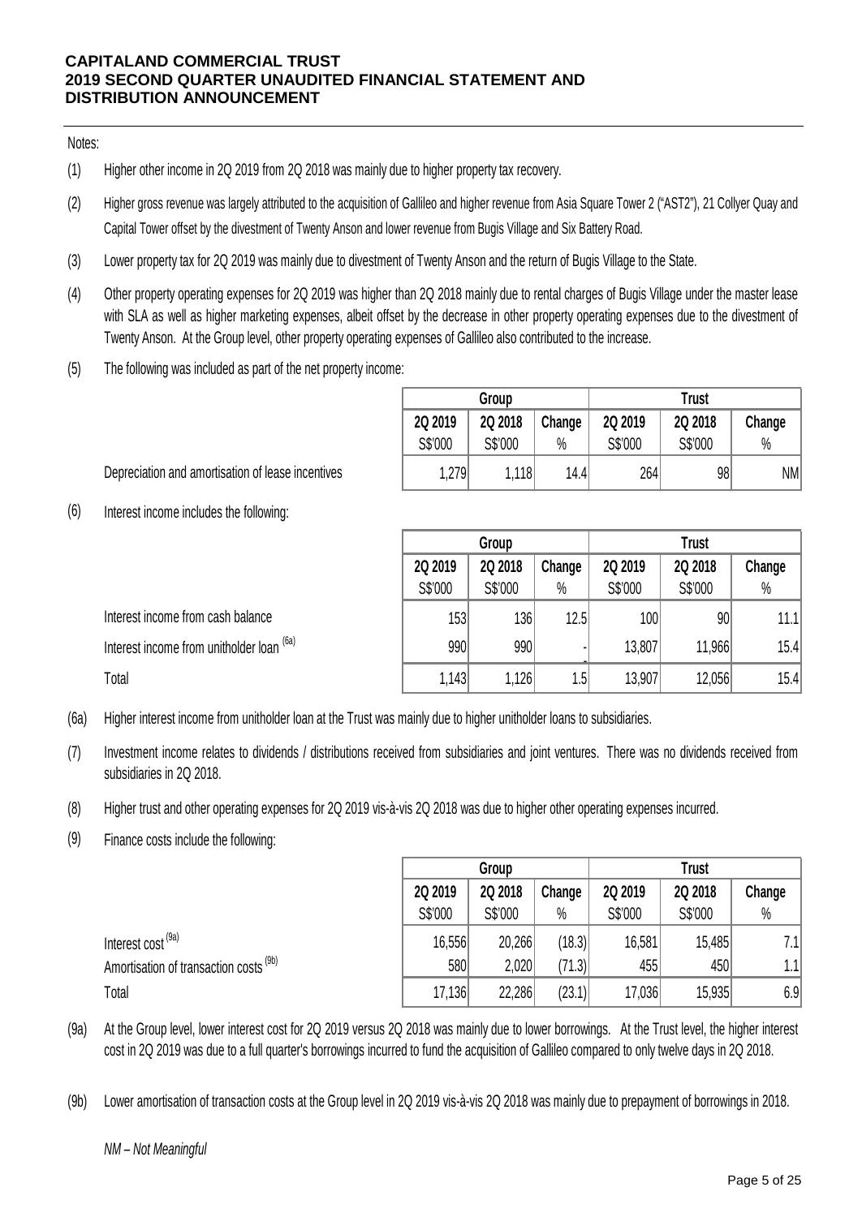Notes:

(1) Higher other income in 2Q 2019 from 2Q 2018 was mainly due to higher property tax recovery.

(2) Higher gross revenue was largely attributed to the acquisition of Gallileo and higher revenue from Asia Square Tower 2 ("AST2"), 21 Collyer Quay and Capital Tower offset by the divestment of Twenty Anson and lower revenue from Bugis Village and Six Battery Road.

(3) Lower property tax for 2Q 2019 was mainly due to divestment of Twenty Anson and the return of Bugis Village to the State.

(4) Other property operating expenses for 2Q 2019 was higher than 2Q 2018 mainly due to rental charges of Bugis Village under the master lease with SLA as well as higher marketing expenses, albeit offset by the decrease in other property operating expenses due to the divestment of Twenty Anson. At the Group level, other property operating expenses of Gallileo also contributed to the increase.

(5) The following was included as part of the net property income:

| | Group | | | Trust | | |
|---|---|---|---|---|---|---|
| | 2Q 2019 | 2Q 2018 | Change | 2Q 2019 | 2Q 2018 | Change |
| | S$'000 | S$'000 | % | S$'000 | S$'000 | % |
| Depreciation and amortisation of lease incentives | 1,279 | 1,118 | 14.4 | 264 | 98 | NM |

(6) Interest income includes the following:

| | Group | | | Trust | | |
|---|---|---|---|---|---|---|
| | 2Q 2019 | 2Q 2018 | Change | 2Q 2019 | 2Q 2018 | Change |
| | S$'000 | S$'000 | % | S$'000 | S$'000 | % |
| Interest income from cash balance | 153 | 136 | 12.5 | 100 | 90 | 11.1 |
| Interest income from unitholder loan (6a) | 990 | 990 | - | 13,807 | 11,966 | 15.4 |
| Total | 1,143 | 1,126 | 1.5 | 13,907 | 12,056 | 15.4 |

(6a) Higher interest income from unitholder loan at the Trust was mainly due to higher unitholder loans to subsidiaries.

(7) Investment income relates to dividends / distributions received from subsidiaries and joint ventures. There was no dividends received from subsidiaries in 2Q 2018.

(8) Higher trust and other operating expenses for 2Q 2019 vis-à-vis 2Q 2018 was due to higher other operating expenses incurred.

(9) Finance costs include the following:

| | Group | | | Trust | | |
|---|---|---|---|---|---|---|
| | 2Q 2019 | 2Q 2018 | Change | 2Q 2019 | 2Q 2018 | Change |
| | S$'000 | S$'000 | % | S$'000 | S$'000 | % |
| Interest cost (9a) | 16,556 | 20,266 | (18.3) | 16,581 | 15,485 | 7.1 |
| Amortisation of transaction costs (9b) | 580 | 2,020 | (71.3) | 455 | 450 | 1.1 |
| Total | 17,136 | 22,286 | (23.1) | 17,036 | 15,935 | 6.9 |

(9a) At the Group level, lower interest cost for 2Q 2019 versus 2Q 2018 was mainly due to lower borrowings. At the Trust level, the higher interest cost in 2Q 2019 was due to a full quarter's borrowings incurred to fund the acquisition of Gallileo compared to only twelve days in 2Q 2018.

(9b) Lower amortisation of transaction costs at the Group level in 2Q 2019 vis-à-vis 2Q 2018 was mainly due to prepayment of borrowings in 2018.

*NM – Not Meaningful*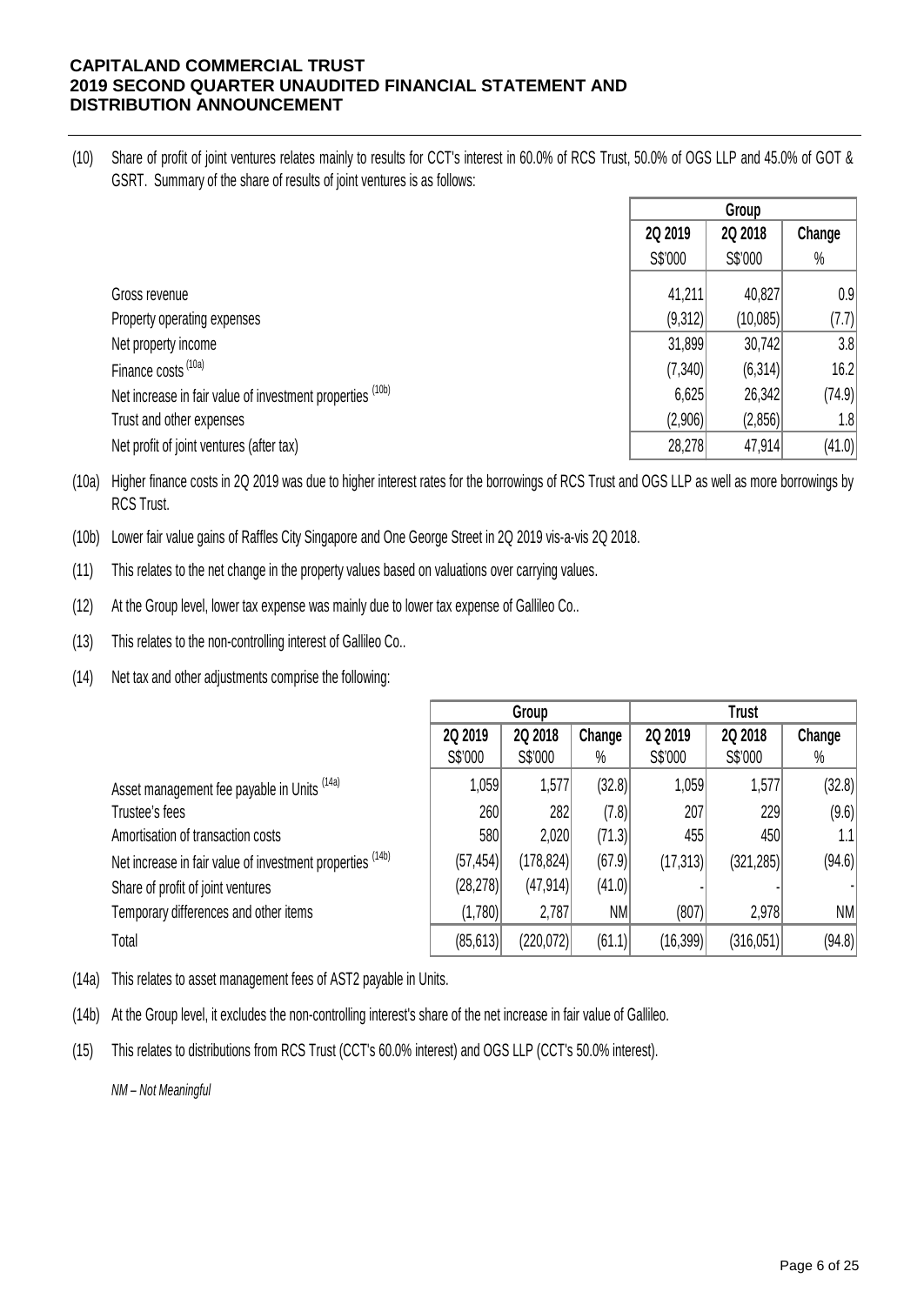(10) Share of profit of joint ventures relates mainly to results for CCT's interest in 60.0% of RCS Trust, 50.0% of OGS LLP and 45.0% of GOT & GSRT. Summary of the share of results of joint ventures is as follows:

| | Group | | |
|---|---|---|---|
| | 2Q 2019 | 2Q 2018 | Change |
| | S$'000 | S$'000 | % |
| Gross revenue | 41,211 | 40,827 | 0.9 |
| Property operating expenses | (9,312) | (10,085) | (7.7) |
| Net property income | 31,899 | 30,742 | 3.8 |
| Finance costs [10a] | (7,340) | (6,314) | 16.2 |
| Net increase in fair value of investment properties [10b] | 6,625 | 26,342 | (74.9) |
| Trust and other expenses | (2,906) | (2,856) | 1.8 |
| Net profit of joint ventures (after tax) | 28,278 | 47,914 | (41.0) |

(10a) Higher finance costs in 2Q 2019 was due to higher interest rates for the borrowings of RCS Trust and OGS LLP as well as more borrowings by RCS Trust.

(10b) Lower fair value gains of Raffles City Singapore and One George Street in 2Q 2019 vis-a-vis 2Q 2018.

(11) This relates to the net change in the property values based on valuations over carrying values.

(12) At the Group level, lower tax expense was mainly due to lower tax expense of Gallileo Co..

(13) This relates to the non-controlling interest of Gallileo Co..

(14) Net tax and other adjustments comprise the following:

| | Group | | | Trust | | |
|---|---|---|---|---|---|---|
| | 2Q 2019 | 2Q 2018 | Change | 2Q 2019 | 2Q 2018 | Change |
| | S$'000 | S$'000 | % | S$'000 | S$'000 | % |
| Asset management fee payable in Units [14a] | 1,059 | 1,577 | (32.8) | 1,059 | 1,577 | (32.8) |
| Trustee's fees | 260 | 282 | (7.8) | 207 | 229 | (9.6) |
| Amortisation of transaction costs | 580 | 2,020 | (71.3) | 455 | 450 | 1.1 |
| Net increase in fair value of investment properties [14b] | (57,454) | (178,824) | (67.9) | (17,313) | (321,285) | (94.6) |
| Share of profit of joint ventures | (28,278) | (47,914) | (41.0) | - | - | - |
| Temporary differences and other items | (1,780) | 2,787 | NM | (807) | 2,978 | NM |
| Total | (85,613) | (220,072) | (61.1) | (16,399) | (316,051) | (94.8) |

(14a) This relates to asset management fees of AST2 payable in Units.

(14b) At the Group level, it excludes the non-controlling interest's share of the net increase in fair value of Gallileo.

(15) This relates to distributions from RCS Trust (CCT's 60.0% interest) and OGS LLP (CCT's 50.0% interest).

*NM – Not Meaningful*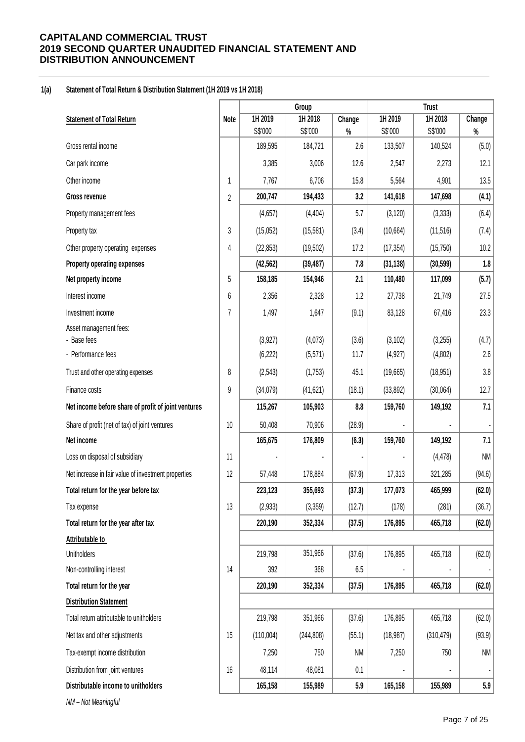# CAPITALAND COMMERCIAL TRUST
# 2019 SECOND QUARTER UNAUDITED FINANCIAL STATEMENT AND DISTRIBUTION ANNOUNCEMENT

**1(a) Statement of Total Return & Distribution Statement (1H 2019 vs 1H 2018)**

| | | Group | | | Trust | | |
|---|---|---|---|---|---|---|---|
| **Statement of Total Return** | **Note** | **1H 2019** S$'000 | **1H 2018** S$'000 | **Change** % | **1H 2019** S$'000 | **1H 2018** S$'000 | **Change** % |
| Gross rental income | | 189,595 | 184,721 | 2.6 | 133,507 | 140,524 | (5.0) |
| Car park income | | 3,385 | 3,006 | 12.6 | 2,547 | 2,273 | 12.1 |
| Other income | 1 | 7,767 | 6,706 | 15.8 | 5,564 | 4,901 | 13.5 |
| **Gross revenue** | 2 | **200,747** | **194,433** | **3.2** | **141,618** | **147,698** | **(4.1)** |
| Property management fees | | (4,657) | (4,404) | 5.7 | (3,120) | (3,333) | (6.4) |
| Property tax | 3 | (15,052) | (15,581) | (3.4) | (10,664) | (11,516) | (7.4) |
| Other property operating expenses | 4 | (22,853) | (19,502) | 17.2 | (17,354) | (15,750) | 10.2 |
| **Property operating expenses** | | **(42,562)** | **(39,487)** | **7.8** | **(31,138)** | **(30,599)** | **1.8** |
| **Net property income** | 5 | **158,185** | **154,946** | **2.1** | **110,480** | **117,099** | **(5.7)** |
| Interest income | 6 | 2,356 | 2,328 | 1.2 | 27,738 | 21,749 | 27.5 |
| Investment income | 7 | 1,497 | 1,647 | (9.1) | 83,128 | 67,416 | 23.3 |
| Asset management fees: | | | | | | | |
| - Base fees | | (3,927) | (4,073) | (3.6) | (3,102) | (3,255) | (4.7) |
| - Performance fees | | (6,222) | (5,571) | 11.7 | (4,927) | (4,802) | 2.6 |
| Trust and other operating expenses | 8 | (2,543) | (1,753) | 45.1 | (19,665) | (18,951) | 3.8 |
| Finance costs | 9 | (34,079) | (41,621) | (18.1) | (33,892) | (30,064) | 12.7 |
| **Net income before share of profit of joint ventures** | | **115,267** | **105,903** | **8.8** | **159,760** | **149,192** | **7.1** |
| Share of profit (net of tax) of joint ventures | 10 | 50,408 | 70,906 | (28.9) | - | - | - |
| **Net income** | | **165,675** | **176,809** | **(6.3)** | **159,760** | **149,192** | **7.1** |
| Loss on disposal of subsidiary | 11 | - | - | - | - | (4,478) | NM |
| Net increase in fair value of investment properties | 12 | 57,448 | 178,884 | (67.9) | 17,313 | 321,285 | (94.6) |
| **Total return for the year before tax** | | **223,123** | **355,693** | **(37.3)** | **177,073** | **465,999** | **(62.0)** |
| Tax expense | 13 | (2,933) | (3,359) | (12.7) | (178) | (281) | (36.7) |
| **Total return for the year after tax** | | **220,190** | **352,334** | **(37.5)** | **176,895** | **465,718** | **(62.0)** |
| **Attributable to** | | | | | | | |
| Unitholders | | 219,798 | 351,966 | (37.6) | 176,895 | 465,718 | (62.0) |
| Non-controlling interest | 14 | 392 | 368 | 6.5 | - | - | - |
| **Total return for the year** | | **220,190** | **352,334** | **(37.5)** | **176,895** | **465,718** | **(62.0)** |
| **Distribution Statement** | | | | | | | |
| Total return attributable to unitholders | | 219,798 | 351,966 | (37.6) | 176,895 | 465,718 | (62.0) |
| Net tax and other adjustments | 15 | (110,004) | (244,808) | (55.1) | (18,987) | (310,479) | (93.9) |
| Tax-exempt income distribution | | 7,250 | 750 | NM | 7,250 | 750 | NM |
| Distribution from joint ventures | 16 | 48,114 | 48,081 | 0.1 | - | - | - |
| **Distributable income to unitholders** | | **165,158** | **155,989** | **5.9** | **165,158** | **155,989** | **5.9** |

*NM – Not Meaningful*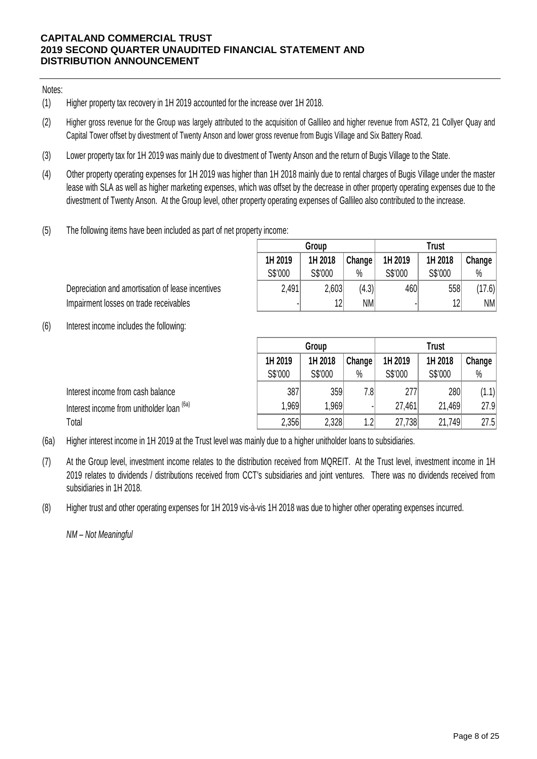Notes:

(1) Higher property tax recovery in 1H 2019 accounted for the increase over 1H 2018.

(2) Higher gross revenue for the Group was largely attributed to the acquisition of Gallileo and higher revenue from AST2, 21 Collyer Quay and Capital Tower offset by divestment of Twenty Anson and lower gross revenue from Bugis Village and Six Battery Road.

(3) Lower property tax for 1H 2019 was mainly due to divestment of Twenty Anson and the return of Bugis Village to the State.

(4) Other property operating expenses for 1H 2019 was higher than 1H 2018 mainly due to rental charges of Bugis Village under the master lease with SLA as well as higher marketing expenses, which was offset by the decrease in other property operating expenses due to the divestment of Twenty Anson. At the Group level, other property operating expenses of Gallileo also contributed to the increase.

(5) The following items have been included as part of net property income:

| | Group | | | Trust | | |
|---|---|---|---|---|---|---|
| | 1H 2019 | 1H 2018 | Change | 1H 2019 | 1H 2018 | Change |
| | S$'000 | S$'000 | % | S$'000 | S$'000 | % |
| Depreciation and amortisation of lease incentives | 2,491 | 2,603 | (4.3) | 460 | 558 | (17.6) |
| Impairment losses on trade receivables | - | 12 | NM | - | 12 | NM |

(6) Interest income includes the following:

| | Group | | | Trust | | |
|---|---|---|---|---|---|---|
| | 1H 2019 | 1H 2018 | Change | 1H 2019 | 1H 2018 | Change |
| | S$'000 | S$'000 | % | S$'000 | S$'000 | % |
| Interest income from cash balance | 387 | 359 | 7.8 | 277 | 280 | (1.1) |
| Interest income from unitholder loan [(6a)] | 1,969 | 1,969 | - | 27,461 | 21,469 | 27.9 |
| Total | 2,356 | 2,328 | 1.2 | 27,738 | 21,749 | 27.5 |

(6a) Higher interest income in 1H 2019 at the Trust level was mainly due to a higher unitholder loans to subsidiaries.

(7) At the Group level, investment income relates to the distribution received from MQREIT. At the Trust level, investment income in 1H 2019 relates to dividends / distributions received from CCT's subsidiaries and joint ventures. There was no dividends received from subsidiaries in 1H 2018.

(8) Higher trust and other operating expenses for 1H 2019 vis-à-vis 1H 2018 was due to higher other operating expenses incurred.

*NM – Not Meaningful*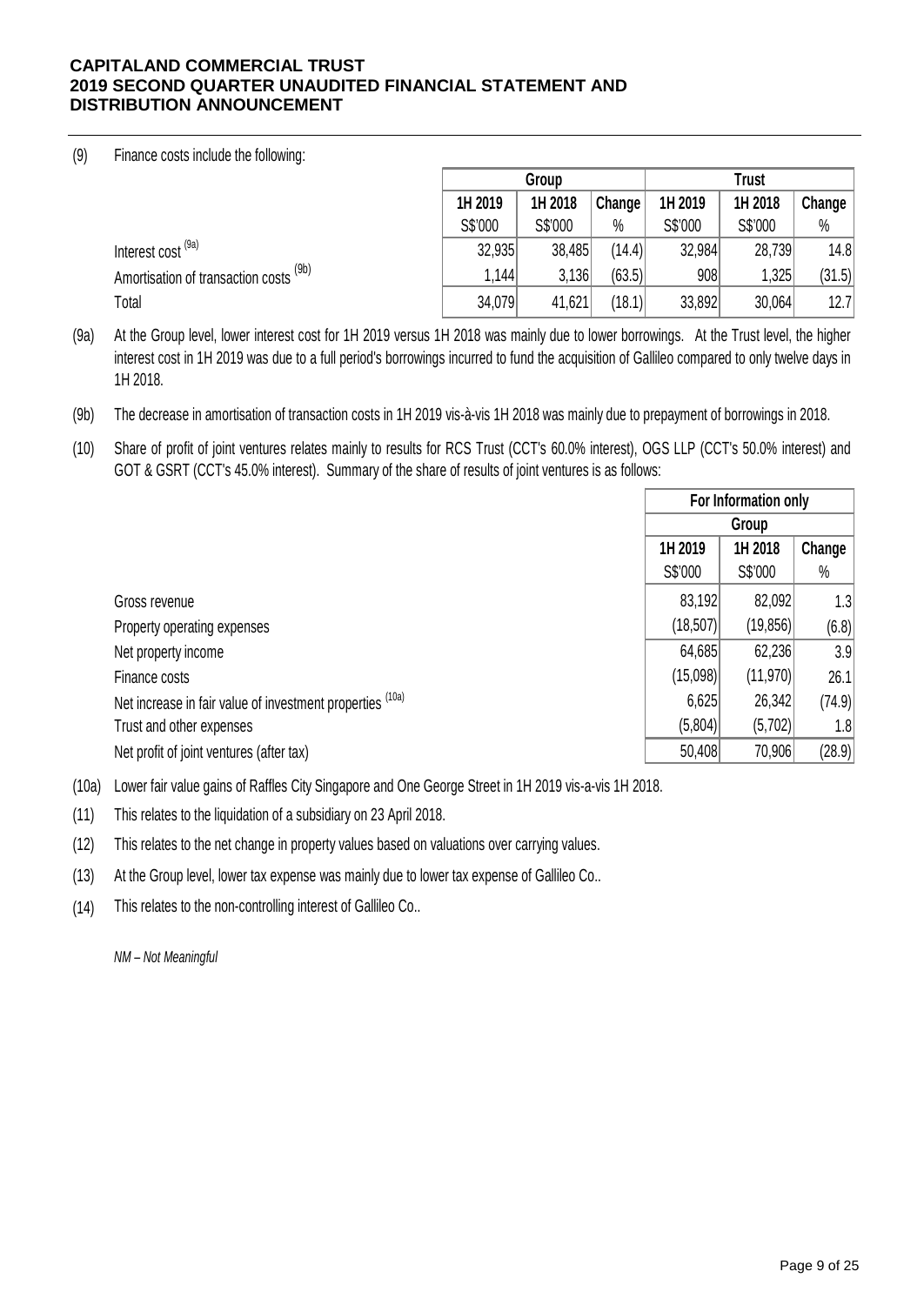(9) Finance costs include the following:

| | Group | | | Trust | | |
|---|---|---|---|---|---|---|
| | 1H 2019 | 1H 2018 | Change | 1H 2019 | 1H 2018 | Change |
| | S$'000 | S$'000 | % | S$'000 | S$'000 | % |
| Interest cost [9a] | 32,935 | 38,485 | (14.4) | 32,984 | 28,739 | 14.8 |
| Amortisation of transaction costs [9b] | 1,144 | 3,136 | (63.5) | 908 | 1,325 | (31.5) |
| Total | 34,079 | 41,621 | (18.1) | 33,892 | 30,064 | 12.7 |

(9a) At the Group level, lower interest cost for 1H 2019 versus 1H 2018 was mainly due to lower borrowings. At the Trust level, the higher interest cost in 1H 2019 was due to a full period's borrowings incurred to fund the acquisition of Gallileo compared to only twelve days in 1H 2018.

(9b) The decrease in amortisation of transaction costs in 1H 2019 vis-à-vis 1H 2018 was mainly due to prepayment of borrowings in 2018.

(10) Share of profit of joint ventures relates mainly to results for RCS Trust (CCT's 60.0% interest), OGS LLP (CCT's 50.0% interest) and GOT & GSRT (CCT's 45.0% interest). Summary of the share of results of joint ventures is as follows:

| | For Information only | | |
|---|---|---|---|
| | Group | | |
| | 1H 2019 | 1H 2018 | Change |
| | S$'000 | S$'000 | % |
| Gross revenue | 83,192 | 82,092 | 1.3 |
| Property operating expenses | (18,507) | (19,856) | (6.8) |
| Net property income | 64,685 | 62,236 | 3.9 |
| Finance costs | (15,098) | (11,970) | 26.1 |
| Net increase in fair value of investment properties [10a] | 6,625 | 26,342 | (74.9) |
| Trust and other expenses | (5,804) | (5,702) | 1.8 |
| Net profit of joint ventures (after tax) | 50,408 | 70,906 | (28.9) |

(10a) Lower fair value gains of Raffles City Singapore and One George Street in 1H 2019 vis-a-vis 1H 2018.

(11) This relates to the liquidation of a subsidiary on 23 April 2018.

(12) This relates to the net change in property values based on valuations over carrying values.

(13) At the Group level, lower tax expense was mainly due to lower tax expense of Gallileo Co..

(14) This relates to the non-controlling interest of Gallileo Co..

*NM – Not Meaningful*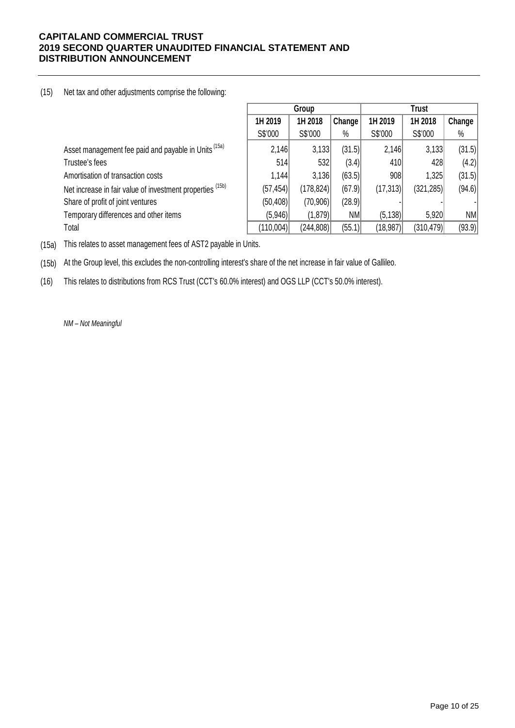(15) Net tax and other adjustments comprise the following:

| | Group | | | Trust | | |
|---|---|---|---|---|---|---|
| | 1H 2019 | 1H 2018 | Change | 1H 2019 | 1H 2018 | Change |
| | S$'000 | S$'000 | % | S$'000 | S$'000 | % |
| Asset management fee paid and payable in Units [15a] | 2,146 | 3,133 | (31.5) | 2,146 | 3,133 | (31.5) |
| Trustee's fees | 514 | 532 | (3.4) | 410 | 428 | (4.2) |
| Amortisation of transaction costs | 1,144 | 3,136 | (63.5) | 908 | 1,325 | (31.5) |
| Net increase in fair value of investment properties [15b] | (57,454) | (178,824) | (67.9) | (17,313) | (321,285) | (94.6) |
| Share of profit of joint ventures | (50,408) | (70,906) | (28.9) | - | - | - |
| Temporary differences and other items | (5,946) | (1,879) | NM | (5,138) | 5,920 | NM |
| Total | (110,004) | (244,808) | (55.1) | (18,987) | (310,479) | (93.9) |

(15a) This relates to asset management fees of AST2 payable in Units.

(15b) At the Group level, this excludes the non-controlling interest's share of the net increase in fair value of Gallileo.

(16) This relates to distributions from RCS Trust (CCT's 60.0% interest) and OGS LLP (CCT's 50.0% interest).

*NM – Not Meaningful*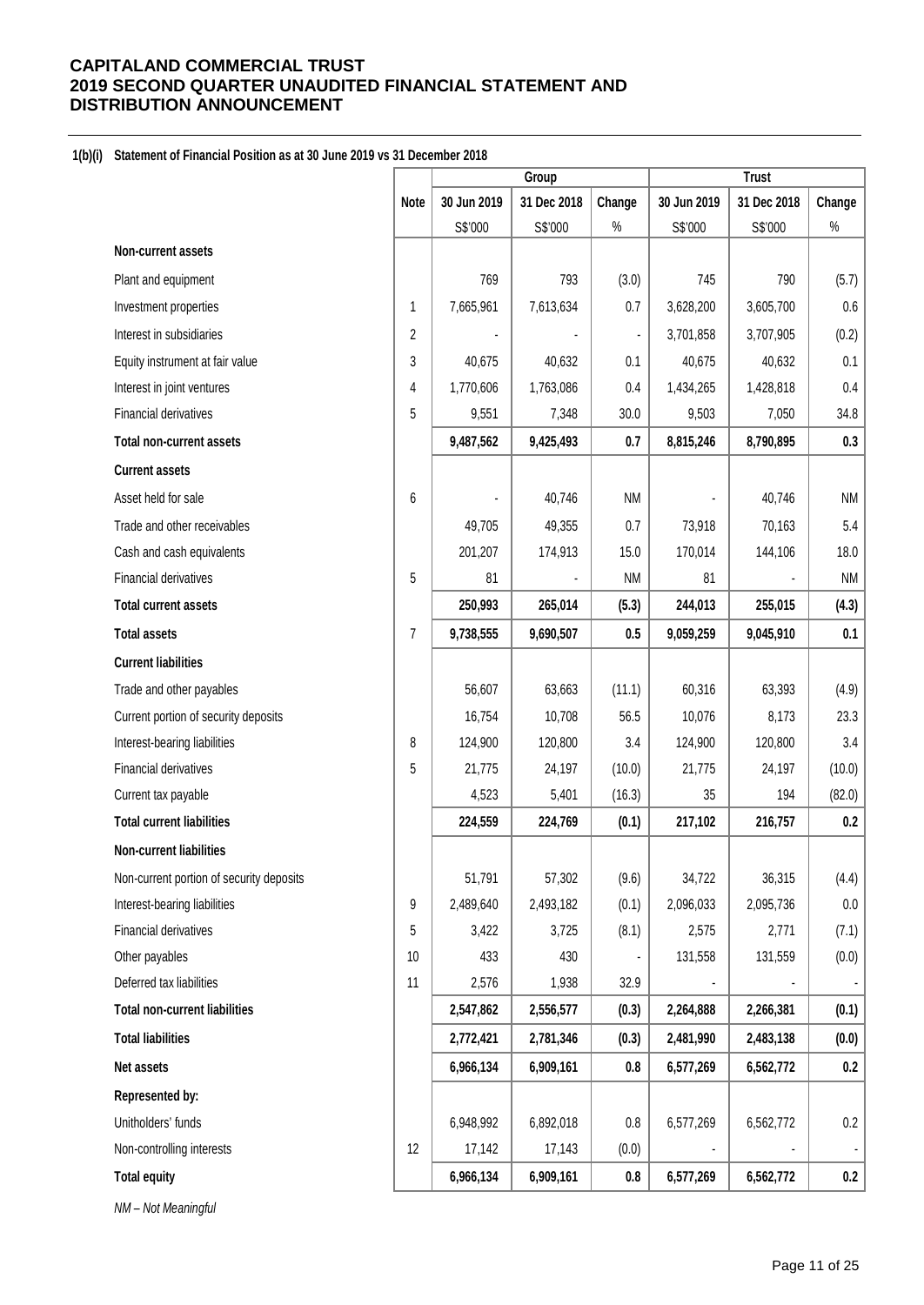**1(b)(i) Statement of Financial Position as at 30 June 2019 vs 31 December 2018**

| | Note | Group | | | Trust | | |
|---|---|---|---|---|---|---|---|
| | | 30 Jun 2019 | 31 Dec 2018 | Change | 30 Jun 2019 | 31 Dec 2018 | Change |
| | | S$'000 | S$'000 | % | S$'000 | S$'000 | % |
| **Non-current assets** | | | | | | | |
| Plant and equipment | | 769 | 793 | (3.0) | 745 | 790 | (5.7) |
| Investment properties | 1 | 7,665,961 | 7,613,634 | 0.7 | 3,628,200 | 3,605,700 | 0.6 |
| Interest in subsidiaries | 2 | - | - | - | 3,701,858 | 3,707,905 | (0.2) |
| Equity instrument at fair value | 3 | 40,675 | 40,632 | 0.1 | 40,675 | 40,632 | 0.1 |
| Interest in joint ventures | 4 | 1,770,606 | 1,763,086 | 0.4 | 1,434,265 | 1,428,818 | 0.4 |
| Financial derivatives | 5 | 9,551 | 7,348 | 30.0 | 9,503 | 7,050 | 34.8 |
| **Total non-current assets** | | **9,487,562** | **9,425,493** | **0.7** | **8,815,246** | **8,790,895** | **0.3** |
| **Current assets** | | | | | | | |
| Asset held for sale | 6 | - | 40,746 | NM | - | 40,746 | NM |
| Trade and other receivables | | 49,705 | 49,355 | 0.7 | 73,918 | 70,163 | 5.4 |
| Cash and cash equivalents | | 201,207 | 174,913 | 15.0 | 170,014 | 144,106 | 18.0 |
| Financial derivatives | 5 | 81 | - | NM | 81 | - | NM |
| **Total current assets** | | **250,993** | **265,014** | **(5.3)** | **244,013** | **255,015** | **(4.3)** |
| **Total assets** | 7 | **9,738,555** | **9,690,507** | **0.5** | **9,059,259** | **9,045,910** | **0.1** |
| **Current liabilities** | | | | | | | |
| Trade and other payables | | 56,607 | 63,663 | (11.1) | 60,316 | 63,393 | (4.9) |
| Current portion of security deposits | | 16,754 | 10,708 | 56.5 | 10,076 | 8,173 | 23.3 |
| Interest-bearing liabilities | 8 | 124,900 | 120,800 | 3.4 | 124,900 | 120,800 | 3.4 |
| Financial derivatives | 5 | 21,775 | 24,197 | (10.0) | 21,775 | 24,197 | (10.0) |
| Current tax payable | | 4,523 | 5,401 | (16.3) | 35 | 194 | (82.0) |
| **Total current liabilities** | | **224,559** | **224,769** | **(0.1)** | **217,102** | **216,757** | **0.2** |
| **Non-current liabilities** | | | | | | | |
| Non-current portion of security deposits | | 51,791 | 57,302 | (9.6) | 34,722 | 36,315 | (4.4) |
| Interest-bearing liabilities | 9 | 2,489,640 | 2,493,182 | (0.1) | 2,096,033 | 2,095,736 | 0.0 |
| Financial derivatives | 5 | 3,422 | 3,725 | (8.1) | 2,575 | 2,771 | (7.1) |
| Other payables | 10 | 433 | 430 | - | 131,558 | 131,559 | (0.0) |
| Deferred tax liabilities | 11 | 2,576 | 1,938 | 32.9 | - | - | - |
| **Total non-current liabilities** | | **2,547,862** | **2,556,577** | **(0.3)** | **2,264,888** | **2,266,381** | **(0.1)** |
| **Total liabilities** | | **2,772,421** | **2,781,346** | **(0.3)** | **2,481,990** | **2,483,138** | **(0.0)** |
| **Net assets** | | **6,966,134** | **6,909,161** | **0.8** | **6,577,269** | **6,562,772** | **0.2** |
| **Represented by:** | | | | | | | |
| Unitholders' funds | | 6,948,992 | 6,892,018 | 0.8 | 6,577,269 | 6,562,772 | 0.2 |
| Non-controlling interests | 12 | 17,142 | 17,143 | (0.0) | - | - | - |
| **Total equity** | | **6,966,134** | **6,909,161** | **0.8** | **6,577,269** | **6,562,772** | **0.2** |

*NM – Not Meaningful*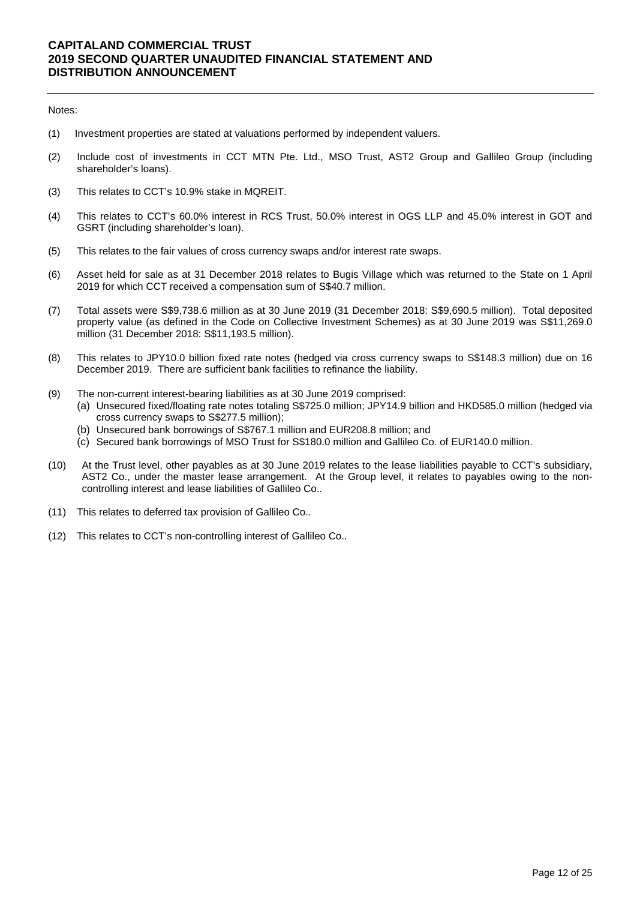Notes:

(1) Investment properties are stated at valuations performed by independent valuers.

(2) Include cost of investments in CCT MTN Pte. Ltd., MSO Trust, AST2 Group and Gallileo Group (including shareholder's loans).

(3) This relates to CCT's 10.9% stake in MQREIT.

(4) This relates to CCT's 60.0% interest in RCS Trust, 50.0% interest in OGS LLP and 45.0% interest in GOT and GSRT (including shareholder's loan).

(5) This relates to the fair values of cross currency swaps and/or interest rate swaps.

(6) Asset held for sale as at 31 December 2018 relates to Bugis Village which was returned to the State on 1 April 2019 for which CCT received a compensation sum of S$40.7 million.

(7) Total assets were S$9,738.6 million as at 30 June 2019 (31 December 2018: S$9,690.5 million). Total deposited property value (as defined in the Code on Collective Investment Schemes) as at 30 June 2019 was S$11,269.0 million (31 December 2018: S$11,193.5 million).

(8) This relates to JPY10.0 billion fixed rate notes (hedged via cross currency swaps to S$148.3 million) due on 16 December 2019. There are sufficient bank facilities to refinance the liability.

(9) The non-current interest-bearing liabilities as at 30 June 2019 comprised:
   (a) Unsecured fixed/floating rate notes totaling S$725.0 million; JPY14.9 billion and HKD585.0 million (hedged via cross currency swaps to S$277.5 million);
   (b) Unsecured bank borrowings of S$767.1 million and EUR208.8 million; and
   (c) Secured bank borrowings of MSO Trust for S$180.0 million and Gallileo Co. of EUR140.0 million.

(10) At the Trust level, other payables as at 30 June 2019 relates to the lease liabilities payable to CCT's subsidiary, AST2 Co., under the master lease arrangement. At the Group level, it relates to payables owing to the non-controlling interest and lease liabilities of Gallileo Co..

(11) This relates to deferred tax provision of Gallileo Co..

(12) This relates to CCT's non-controlling interest of Gallileo Co..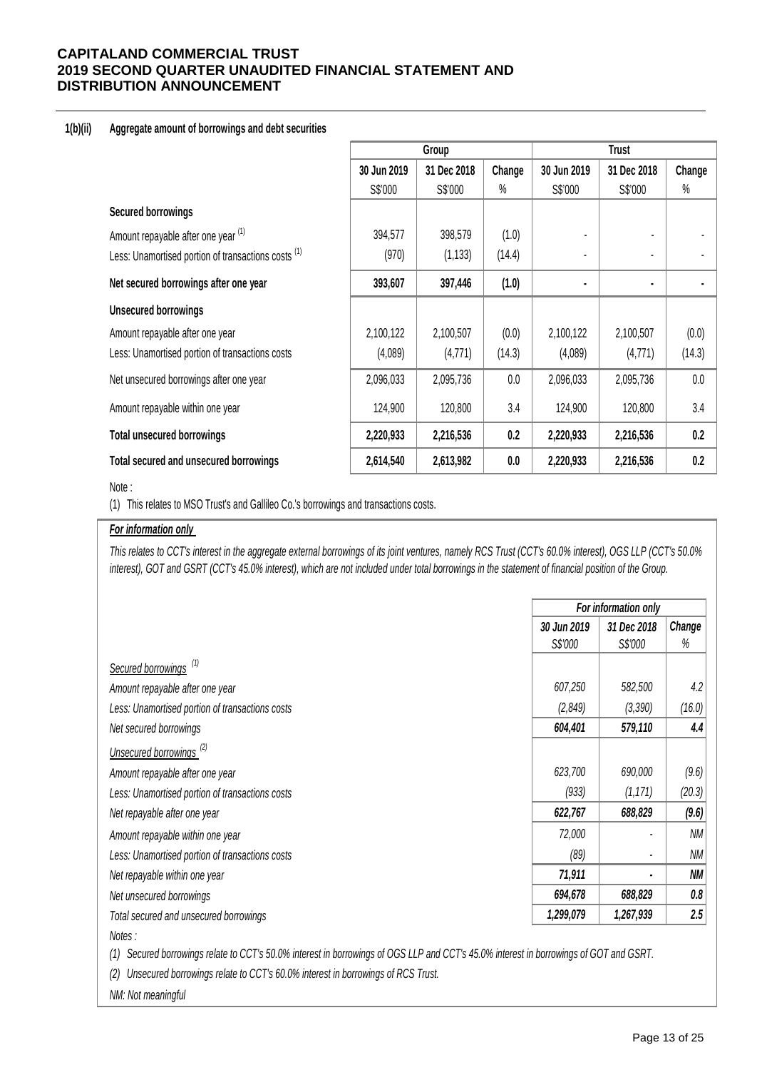**CAPITALAND COMMERCIAL TRUST**
**2019 SECOND QUARTER UNAUDITED FINANCIAL STATEMENT AND DISTRIBUTION ANNOUNCEMENT**

**1(b)(ii) Aggregate amount of borrowings and debt securities**

| | Group | | | Trust | | |
|---|---|---|---|---|---|---|
| | 30 Jun 2019 | 31 Dec 2018 | Change | 30 Jun 2019 | 31 Dec 2018 | Change |
| | S$'000 | S$'000 | % | S$'000 | S$'000 | % |
| **Secured borrowings** | | | | | | |
| Amount repayable after one year [(1)] | 394,577 | 398,579 | (1.0) | - | - | - |
| Less: Unamortised portion of transactions costs [(1)] | (970) | (1,133) | (14.4) | - | - | - |
| **Net secured borrowings after one year** | **393,607** | **397,446** | **(1.0)** | **-** | **-** | **-** |
| **Unsecured borrowings** | | | | | | |
| Amount repayable after one year | 2,100,122 | 2,100,507 | (0.0) | 2,100,122 | 2,100,507 | (0.0) |
| Less: Unamortised portion of transactions costs | (4,089) | (4,771) | (14.3) | (4,089) | (4,771) | (14.3) |
| Net unsecured borrowings after one year | 2,096,033 | 2,095,736 | 0.0 | 2,096,033 | 2,095,736 | 0.0 |
| Amount repayable within one year | 124,900 | 120,800 | 3.4 | 124,900 | 120,800 | 3.4 |
| **Total unsecured borrowings** | **2,220,933** | **2,216,536** | **0.2** | **2,220,933** | **2,216,536** | **0.2** |
| **Total secured and unsecured borrowings** | **2,614,540** | **2,613,982** | **0.0** | **2,220,933** | **2,216,536** | **0.2** |

Note :

(1) This relates to MSO Trust's and Gallileo Co.'s borrowings and transactions costs.

***For information only***

*This relates to CCT's interest in the aggregate external borrowings of its joint ventures, namely RCS Trust (CCT's 60.0% interest), OGS LLP (CCT's 50.0% interest), GOT and GSRT (CCT's 45.0% interest), which are not included under total borrowings in the statement of financial position of the Group.*

| | *For information only* | | |
|---|---|---|---|
| | *30 Jun 2019* | *31 Dec 2018* | *Change* |
| | *S$'000* | *S$'000* | *%* |
| *Secured borrowings* [(1)] | | | |
| *Amount repayable after one year* | *607,250* | *582,500* | *4.2* |
| *Less: Unamortised portion of transactions costs* | *(2,849)* | *(3,390)* | *(16.0)* |
| *Net secured borrowings* | ***604,401*** | ***579,110*** | ***4.4*** |
| *Unsecured borrowings* [(2)] | | | |
| *Amount repayable after one year* | *623,700* | *690,000* | *(9.6)* |
| *Less: Unamortised portion of transactions costs* | *(933)* | *(1,171)* | *(20.3)* |
| *Net repayable after one year* | ***622,767*** | ***688,829*** | ***(9.6)*** |
| *Amount repayable within one year* | *72,000* | *-* | *NM* |
| *Less: Unamortised portion of transactions costs* | *(89)* | *-* | *NM* |
| *Net repayable within one year* | ***71,911*** | ***-*** | ***NM*** |
| *Net unsecured borrowings* | ***694,678*** | ***688,829*** | ***0.8*** |
| *Total secured and unsecured borrowings* | ***1,299,079*** | ***1,267,939*** | ***2.5*** |

*Notes :*

*(1) Secured borrowings relate to CCT's 50.0% interest in borrowings of OGS LLP and CCT's 45.0% interest in borrowings of GOT and GSRT.*

*(2) Unsecured borrowings relate to CCT's 60.0% interest in borrowings of RCS Trust.*

*NM: Not meaningful*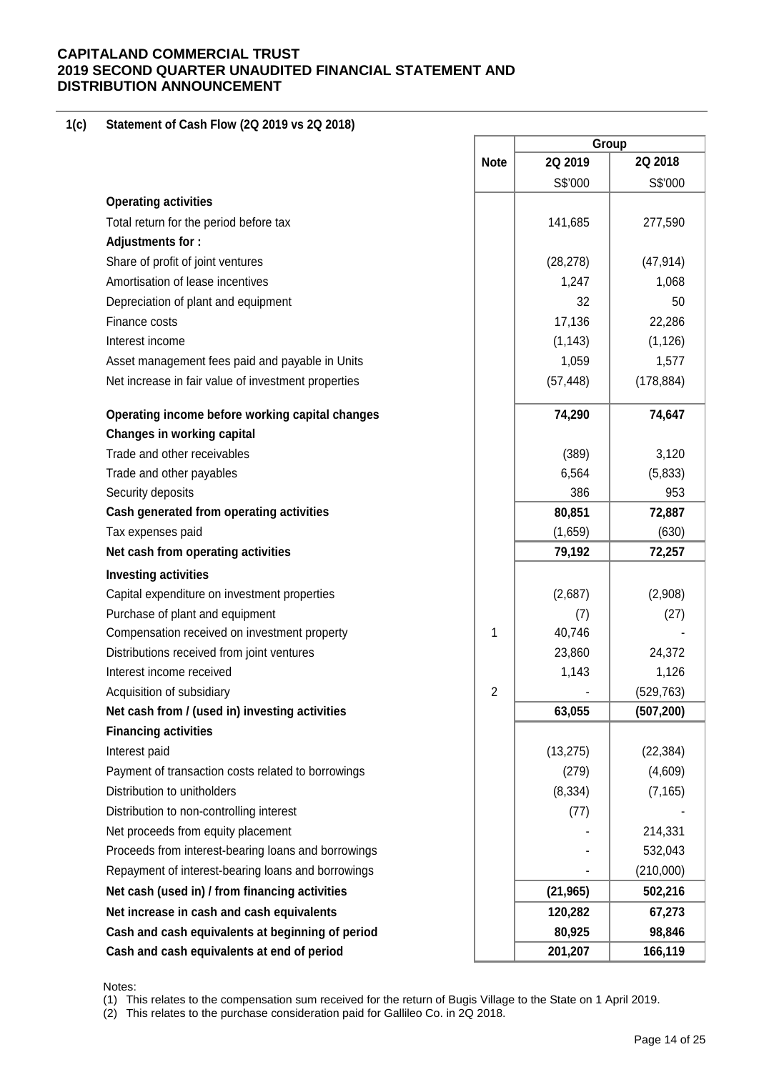# CAPITALAND COMMERCIAL TRUST
# 2019 SECOND QUARTER UNAUDITED FINANCIAL STATEMENT AND DISTRIBUTION ANNOUNCEMENT

## 1(c) Statement of Cash Flow (2Q 2019 vs 2Q 2018)

| | Note | Group | |
|---|---|---|---|
| | | 2Q 2019 | 2Q 2018 |
| | | S$'000 | S$'000 |
| **Operating activities** | | | |
| Total return for the period before tax | | 141,685 | 277,590 |
| **Adjustments for :** | | | |
| Share of profit of joint ventures | | (28,278) | (47,914) |
| Amortisation of lease incentives | | 1,247 | 1,068 |
| Depreciation of plant and equipment | | 32 | 50 |
| Finance costs | | 17,136 | 22,286 |
| Interest income | | (1,143) | (1,126) |
| Asset management fees paid and payable in Units | | 1,059 | 1,577 |
| Net increase in fair value of investment properties | | (57,448) | (178,884) |
| **Operating income before working capital changes** | | **74,290** | **74,647** |
| **Changes in working capital** | | | |
| Trade and other receivables | | (389) | 3,120 |
| Trade and other payables | | 6,564 | (5,833) |
| Security deposits | | 386 | 953 |
| **Cash generated from operating activities** | | **80,851** | **72,887** |
| Tax expenses paid | | (1,659) | (630) |
| **Net cash from operating activities** | | **79,192** | **72,257** |
| **Investing activities** | | | |
| Capital expenditure on investment properties | | (2,687) | (2,908) |
| Purchase of plant and equipment | | (7) | (27) |
| Compensation received on investment property | 1 | 40,746 | - |
| Distributions received from joint ventures | | 23,860 | 24,372 |
| Interest income received | | 1,143 | 1,126 |
| Acquisition of subsidiary | 2 | - | (529,763) |
| **Net cash from / (used in) investing activities** | | **63,055** | **(507,200)** |
| **Financing activities** | | | |
| Interest paid | | (13,275) | (22,384) |
| Payment of transaction costs related to borrowings | | (279) | (4,609) |
| Distribution to unitholders | | (8,334) | (7,165) |
| Distribution to non-controlling interest | | (77) | - |
| Net proceeds from equity placement | | - | 214,331 |
| Proceeds from interest-bearing loans and borrowings | | - | 532,043 |
| Repayment of interest-bearing loans and borrowings | | - | (210,000) |
| **Net cash (used in) / from financing activities** | | **(21,965)** | **502,216** |
| **Net increase in cash and cash equivalents** | | **120,282** | **67,273** |
| **Cash and cash equivalents at beginning of period** | | **80,925** | **98,846** |
| **Cash and cash equivalents at end of period** | | **201,207** | **166,119** |

Notes:
(1) This relates to the compensation sum received for the return of Bugis Village to the State on 1 April 2019.
(2) This relates to the purchase consideration paid for Gallileo Co. in 2Q 2018.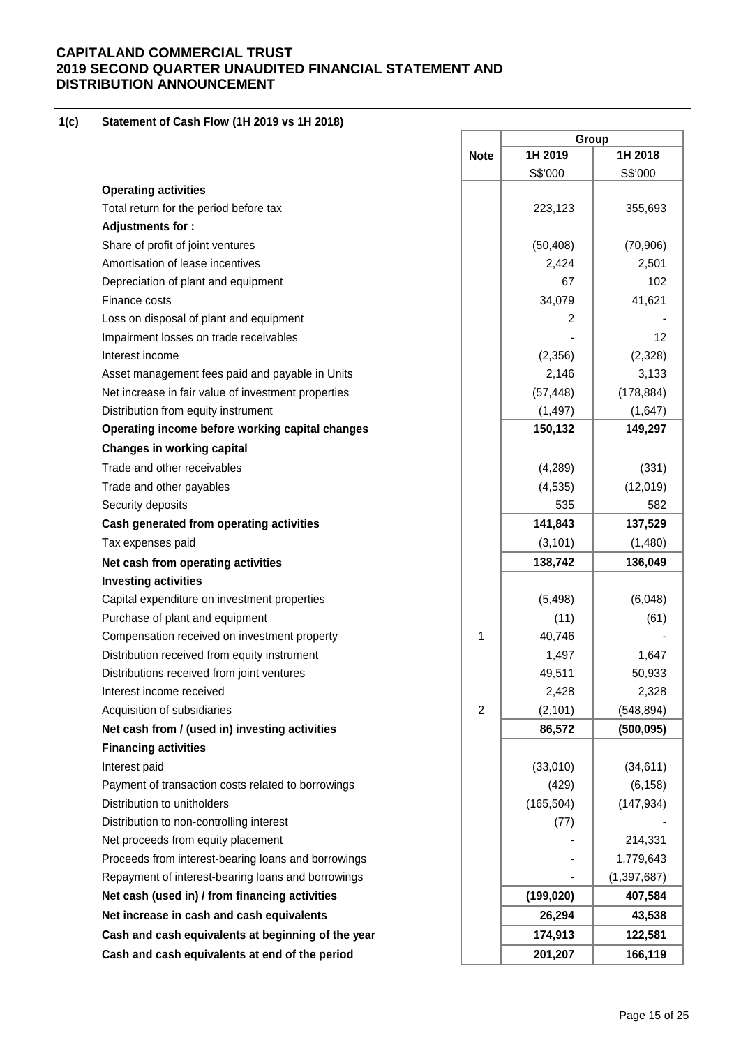# CAPITALAND COMMERCIAL TRUST
# 2019 SECOND QUARTER UNAUDITED FINANCIAL STATEMENT AND DISTRIBUTION ANNOUNCEMENT

## 1(c) Statement of Cash Flow (1H 2019 vs 1H 2018)

| | Note | Group | |
|---|---|---|---|
| | | 1H 2019 | 1H 2018 |
| | | S$'000 | S$'000 |
| **Operating activities** | | | |
| Total return for the period before tax | | 223,123 | 355,693 |
| **Adjustments for :** | | | |
| Share of profit of joint ventures | | (50,408) | (70,906) |
| Amortisation of lease incentives | | 2,424 | 2,501 |
| Depreciation of plant and equipment | | 67 | 102 |
| Finance costs | | 34,079 | 41,621 |
| Loss on disposal of plant and equipment | | 2 | - |
| Impairment losses on trade receivables | | - | 12 |
| Interest income | | (2,356) | (2,328) |
| Asset management fees paid and payable in Units | | 2,146 | 3,133 |
| Net increase in fair value of investment properties | | (57,448) | (178,884) |
| Distribution from equity instrument | | (1,497) | (1,647) |
| **Operating income before working capital changes** | | **150,132** | **149,297** |
| **Changes in working capital** | | | |
| Trade and other receivables | | (4,289) | (331) |
| Trade and other payables | | (4,535) | (12,019) |
| Security deposits | | 535 | 582 |
| **Cash generated from operating activities** | | **141,843** | **137,529** |
| Tax expenses paid | | (3,101) | (1,480) |
| **Net cash from operating activities** | | **138,742** | **136,049** |
| **Investing activities** | | | |
| Capital expenditure on investment properties | | (5,498) | (6,048) |
| Purchase of plant and equipment | | (11) | (61) |
| Compensation received on investment property | 1 | 40,746 | - |
| Distribution received from equity instrument | | 1,497 | 1,647 |
| Distributions received from joint ventures | | 49,511 | 50,933 |
| Interest income received | | 2,428 | 2,328 |
| Acquisition of subsidiaries | 2 | (2,101) | (548,894) |
| **Net cash from / (used in) investing activities** | | **86,572** | **(500,095)** |
| **Financing activities** | | | |
| Interest paid | | (33,010) | (34,611) |
| Payment of transaction costs related to borrowings | | (429) | (6,158) |
| Distribution to unitholders | | (165,504) | (147,934) |
| Distribution to non-controlling interest | | (77) | - |
| Net proceeds from equity placement | | - | 214,331 |
| Proceeds from interest-bearing loans and borrowings | | - | 1,779,643 |
| Repayment of interest-bearing loans and borrowings | | - | (1,397,687) |
| **Net cash (used in) / from financing activities** | | **(199,020)** | **407,584** |
| **Net increase in cash and cash equivalents** | | **26,294** | **43,538** |
| **Cash and cash equivalents at beginning of the year** | | **174,913** | **122,581** |
| **Cash and cash equivalents at end of the period** | | **201,207** | **166,119** |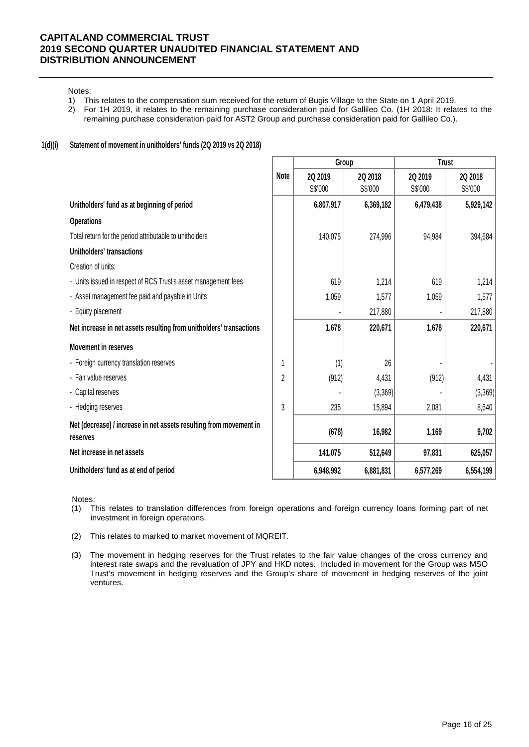Notes:

1) This relates to the compensation sum received for the return of Bugis Village to the State on 1 April 2019.
2) For 1H 2019, it relates to the remaining purchase consideration paid for Gallileo Co. (1H 2018: It relates to the remaining purchase consideration paid for AST2 Group and purchase consideration paid for Gallileo Co.).

**1(d)(i) Statement of movement in unitholders' funds (2Q 2019 vs 2Q 2018)**

| | Note | Group | | Trust | |
|---|---|---|---|---|---|
| | | 2Q 2019 S$'000 | 2Q 2018 S$'000 | 2Q 2019 S$'000 | 2Q 2018 S$'000 |
| **Unitholders' fund as at beginning of period** | | **6,807,917** | **6,369,182** | **6,479,438** | **5,929,142** |
| **Operations** | | | | | |
| Total return for the period attributable to unitholders | | 140,075 | 274,996 | 94,984 | 394,684 |
| **Unitholders' transactions** | | | | | |
| Creation of units: | | | | | |
| - Units issued in respect of RCS Trust's asset management fees | | 619 | 1,214 | 619 | 1,214 |
| - Asset management fee paid and payable in Units | | 1,059 | 1,577 | 1,059 | 1,577 |
| - Equity placement | | - | 217,880 | - | 217,880 |
| **Net increase in net assets resulting from unitholders' transactions** | | **1,678** | **220,671** | **1,678** | **220,671** |
| **Movement in reserves** | | | | | |
| - Foreign currency translation reserves | 1 | (1) | 26 | - | - |
| - Fair value reserves | 2 | (912) | 4,431 | (912) | 4,431 |
| - Capital reserves | | - | (3,369) | - | (3,369) |
| - Hedging reserves | 3 | 235 | 15,894 | 2,081 | 8,640 |
| **Net (decrease) / increase in net assets resulting from movement in reserves** | | **(678)** | **16,982** | **1,169** | **9,702** |
| **Net increase in net assets** | | **141,075** | **512,649** | **97,831** | **625,057** |
| **Unitholders' fund as at end of period** | | **6,948,992** | **6,881,831** | **6,577,269** | **6,554,199** |

Notes:

(1) This relates to translation differences from foreign operations and foreign currency loans forming part of net investment in foreign operations.

(2) This relates to marked to market movement of MQREIT.

(3) The movement in hedging reserves for the Trust relates to the fair value changes of the cross currency and interest rate swaps and the revaluation of JPY and HKD notes. Included in movement for the Group was MSO Trust's movement in hedging reserves and the Group's share of movement in hedging reserves of the joint ventures.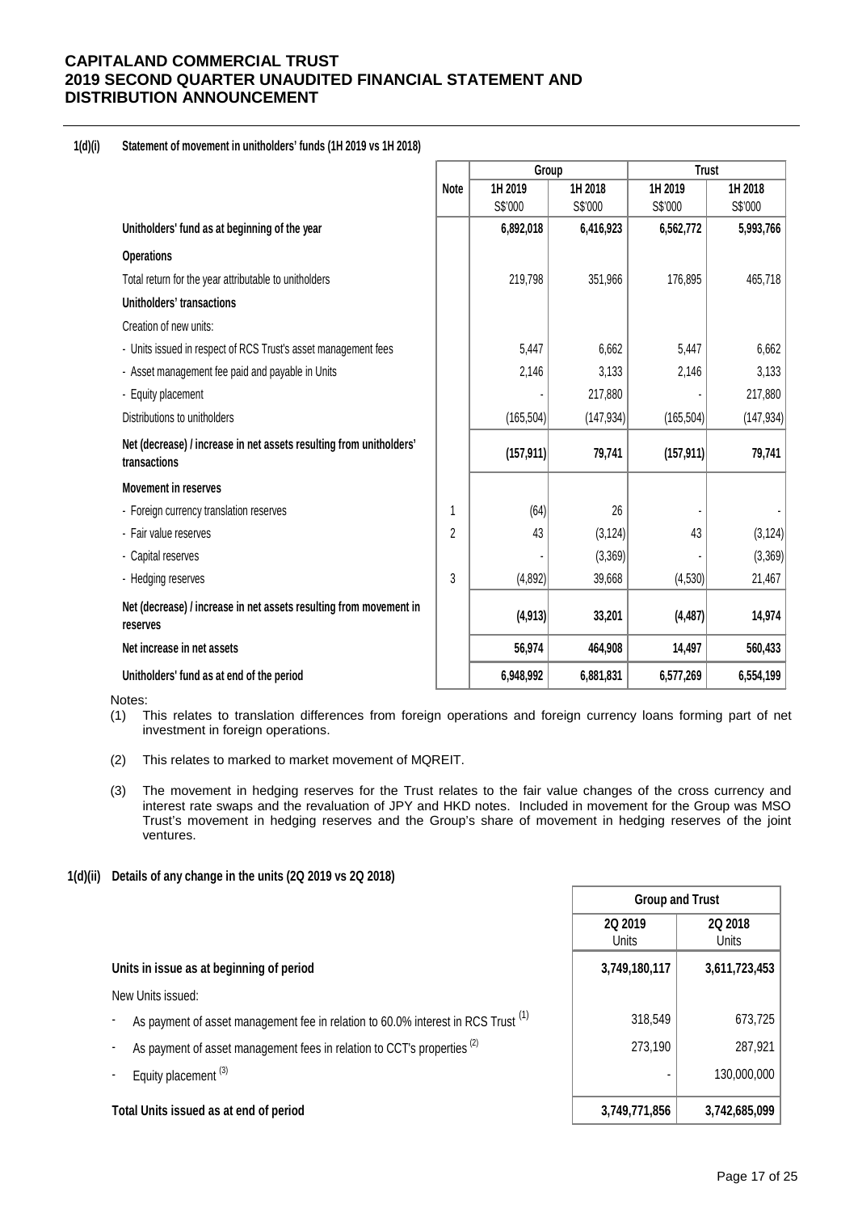**CAPITALAND COMMERCIAL TRUST**
**2019 SECOND QUARTER UNAUDITED FINANCIAL STATEMENT AND DISTRIBUTION ANNOUNCEMENT**

### 1(d)(i) Statement of movement in unitholders' funds (1H 2019 vs 1H 2018)

| | Note | Group | | Trust | |
|---|---|---|---|---|---|
| | | 1H 2019 S$'000 | 1H 2018 S$'000 | 1H 2019 S$'000 | 1H 2018 S$'000 |
| **Unitholders' fund as at beginning of the year** | | **6,892,018** | **6,416,923** | **6,562,772** | **5,993,766** |
| **Operations** | | | | | |
| Total return for the year attributable to unitholders | | 219,798 | 351,966 | 176,895 | 465,718 |
| **Unitholders' transactions** | | | | | |
| Creation of new units: | | | | | |
| - Units issued in respect of RCS Trust's asset management fees | | 5,447 | 6,662 | 5,447 | 6,662 |
| - Asset management fee paid and payable in Units | | 2,146 | 3,133 | 2,146 | 3,133 |
| - Equity placement | | - | 217,880 | - | 217,880 |
| Distributions to unitholders | | (165,504) | (147,934) | (165,504) | (147,934) |
| **Net (decrease) / increase in net assets resulting from unitholders' transactions** | | **(157,911)** | **79,741** | **(157,911)** | **79,741** |
| **Movement in reserves** | | | | | |
| - Foreign currency translation reserves | 1 | (64) | 26 | - | - |
| - Fair value reserves | 2 | 43 | (3,124) | 43 | (3,124) |
| - Capital reserves | | - | (3,369) | - | (3,369) |
| - Hedging reserves | 3 | (4,892) | 39,668 | (4,530) | 21,467 |
| **Net (decrease) / increase in net assets resulting from movement in reserves** | | **(4,913)** | **33,201** | **(4,487)** | **14,974** |
| **Net increase in net assets** | | **56,974** | **464,908** | **14,497** | **560,433** |
| **Unitholders' fund as at end of the period** | | **6,948,992** | **6,881,831** | **6,577,269** | **6,554,199** |

Notes:

(1) This relates to translation differences from foreign operations and foreign currency loans forming part of net investment in foreign operations.

(2) This relates to marked to market movement of MQREIT.

(3) The movement in hedging reserves for the Trust relates to the fair value changes of the cross currency and interest rate swaps and the revaluation of JPY and HKD notes. Included in movement for the Group was MSO Trust's movement in hedging reserves and the Group's share of movement in hedging reserves of the joint ventures.

### 1(d)(ii) Details of any change in the units (2Q 2019 vs 2Q 2018)

| | Group and Trust | |
|---|---|---|
| | 2Q 2019 Units | 2Q 2018 Units |
| **Units in issue as at beginning of period** | **3,749,180,117** | **3,611,723,453** |
| New Units issued: | | |
| - As payment of asset management fee in relation to 60.0% interest in RCS Trust [(1)] | 318,549 | 673,725 |
| - As payment of asset management fees in relation to CCT's properties [(2)] | 273,190 | 287,921 |
| - Equity placement [(3)] | - | 130,000,000 |
| **Total Units issued as at end of period** | **3,749,771,856** | **3,742,685,099** |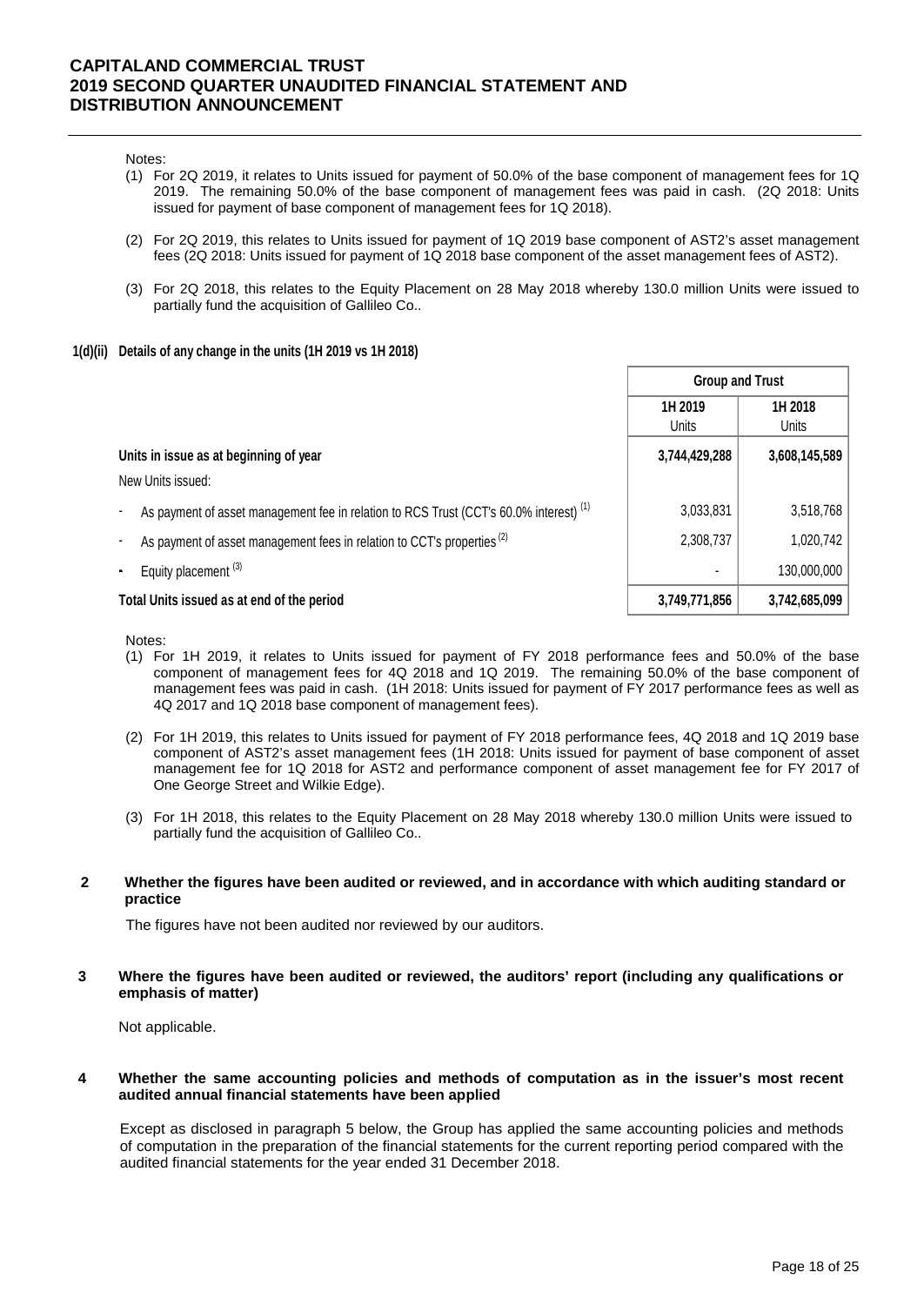Notes:

(1) For 2Q 2019, it relates to Units issued for payment of 50.0% of the base component of management fees for 1Q 2019. The remaining 50.0% of the base component of management fees was paid in cash. (2Q 2018: Units issued for payment of base component of management fees for 1Q 2018).

(2) For 2Q 2019, this relates to Units issued for payment of 1Q 2019 base component of AST2's asset management fees (2Q 2018: Units issued for payment of 1Q 2018 base component of the asset management fees of AST2).

(3) For 2Q 2018, this relates to the Equity Placement on 28 May 2018 whereby 130.0 million Units were issued to partially fund the acquisition of Gallileo Co..

**1(d)(ii) Details of any change in the units (1H 2019 vs 1H 2018)**

| | Group and Trust | |
|---|---|---|
| | 1H 2019<br>Units | 1H 2018<br>Units |
| **Units in issue as at beginning of year** | **3,744,429,288** | **3,608,145,589** |
| New Units issued: | | |
| - As payment of asset management fee in relation to RCS Trust (CCT's 60.0% interest) [(1)] | 3,033,831 | 3,518,768 |
| - As payment of asset management fees in relation to CCT's properties [(2)] | 2,308,737 | 1,020,742 |
| - Equity placement [(3)] | - | 130,000,000 |
| **Total Units issued as at end of the period** | **3,749,771,856** | **3,742,685,099** |

Notes:

(1) For 1H 2019, it relates to Units issued for payment of FY 2018 performance fees and 50.0% of the base component of management fees for 4Q 2018 and 1Q 2019. The remaining 50.0% of the base component of management fees was paid in cash. (1H 2018: Units issued for payment of FY 2017 performance fees as well as 4Q 2017 and 1Q 2018 base component of management fees).

(2) For 1H 2019, this relates to Units issued for payment of FY 2018 performance fees, 4Q 2018 and 1Q 2019 base component of AST2's asset management fees (1H 2018: Units issued for payment of base component of asset management fee for 1Q 2018 for AST2 and performance component of asset management fee for FY 2017 of One George Street and Wilkie Edge).

(3) For 1H 2018, this relates to the Equity Placement on 28 May 2018 whereby 130.0 million Units were issued to partially fund the acquisition of Gallileo Co..

**2 Whether the figures have been audited or reviewed, and in accordance with which auditing standard or practice**

The figures have not been audited nor reviewed by our auditors.

**3 Where the figures have been audited or reviewed, the auditors' report (including any qualifications or emphasis of matter)**

Not applicable.

**4 Whether the same accounting policies and methods of computation as in the issuer's most recent audited annual financial statements have been applied**

Except as disclosed in paragraph 5 below, the Group has applied the same accounting policies and methods of computation in the preparation of the financial statements for the current reporting period compared with the audited financial statements for the year ended 31 December 2018.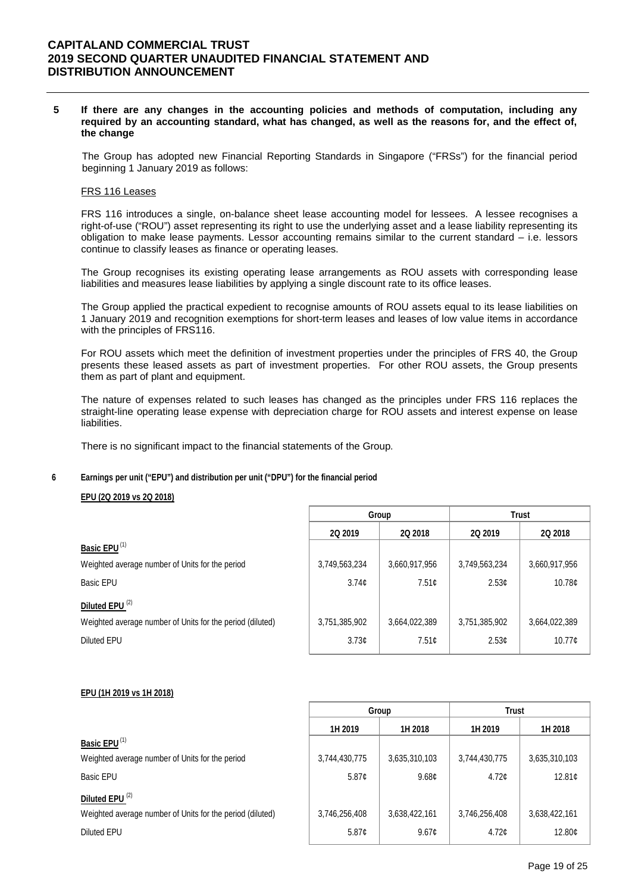## 5 If there are any changes in the accounting policies and methods of computation, including any required by an accounting standard, what has changed, as well as the reasons for, and the effect of, the change

The Group has adopted new Financial Reporting Standards in Singapore ("FRSs") for the financial period beginning 1 January 2019 as follows:

FRS 116 Leases

FRS 116 introduces a single, on-balance sheet lease accounting model for lessees. A lessee recognises a right-of-use ("ROU") asset representing its right to use the underlying asset and a lease liability representing its obligation to make lease payments. Lessor accounting remains similar to the current standard – i.e. lessors continue to classify leases as finance or operating leases.

The Group recognises its existing operating lease arrangements as ROU assets with corresponding lease liabilities and measures lease liabilities by applying a single discount rate to its office leases.

The Group applied the practical expedient to recognise amounts of ROU assets equal to its lease liabilities on 1 January 2019 and recognition exemptions for short-term leases and leases of low value items in accordance with the principles of FRS116.

For ROU assets which meet the definition of investment properties under the principles of FRS 40, the Group presents these leased assets as part of investment properties. For other ROU assets, the Group presents them as part of plant and equipment.

The nature of expenses related to such leases has changed as the principles under FRS 116 replaces the straight-line operating lease expense with depreciation charge for ROU assets and interest expense on lease liabilities.

There is no significant impact to the financial statements of the Group.

## 6 Earnings per unit ("EPU") and distribution per unit ("DPU") for the financial period

**EPU (2Q 2019 vs 2Q 2018)**

| | Group | | Trust | |
|---|---|---|---|---|
| | 2Q 2019 | 2Q 2018 | 2Q 2019 | 2Q 2018 |
| **Basic EPU** [1] | | | | |
| Weighted average number of Units for the period | 3,749,563,234 | 3,660,917,956 | 3,749,563,234 | 3,660,917,956 |
| Basic EPU | 3.74¢ | 7.51¢ | 2.53¢ | 10.78¢ |
| **Diluted EPU** [2] | | | | |
| Weighted average number of Units for the period (diluted) | 3,751,385,902 | 3,664,022,389 | 3,751,385,902 | 3,664,022,389 |
| Diluted EPU | 3.73¢ | 7.51¢ | 2.53¢ | 10.77¢ |

**EPU (1H 2019 vs 1H 2018)**

| | Group | | Trust | |
|---|---|---|---|---|
| | 1H 2019 | 1H 2018 | 1H 2019 | 1H 2018 |
| **Basic EPU** [1] | | | | |
| Weighted average number of Units for the period | 3,744,430,775 | 3,635,310,103 | 3,744,430,775 | 3,635,310,103 |
| Basic EPU | 5.87¢ | 9.68¢ | 4.72¢ | 12.81¢ |
| **Diluted EPU** [2] | | | | |
| Weighted average number of Units for the period (diluted) | 3,746,256,408 | 3,638,422,161 | 3,746,256,408 | 3,638,422,161 |
| Diluted EPU | 5.87¢ | 9.67¢ | 4.72¢ | 12.80¢ |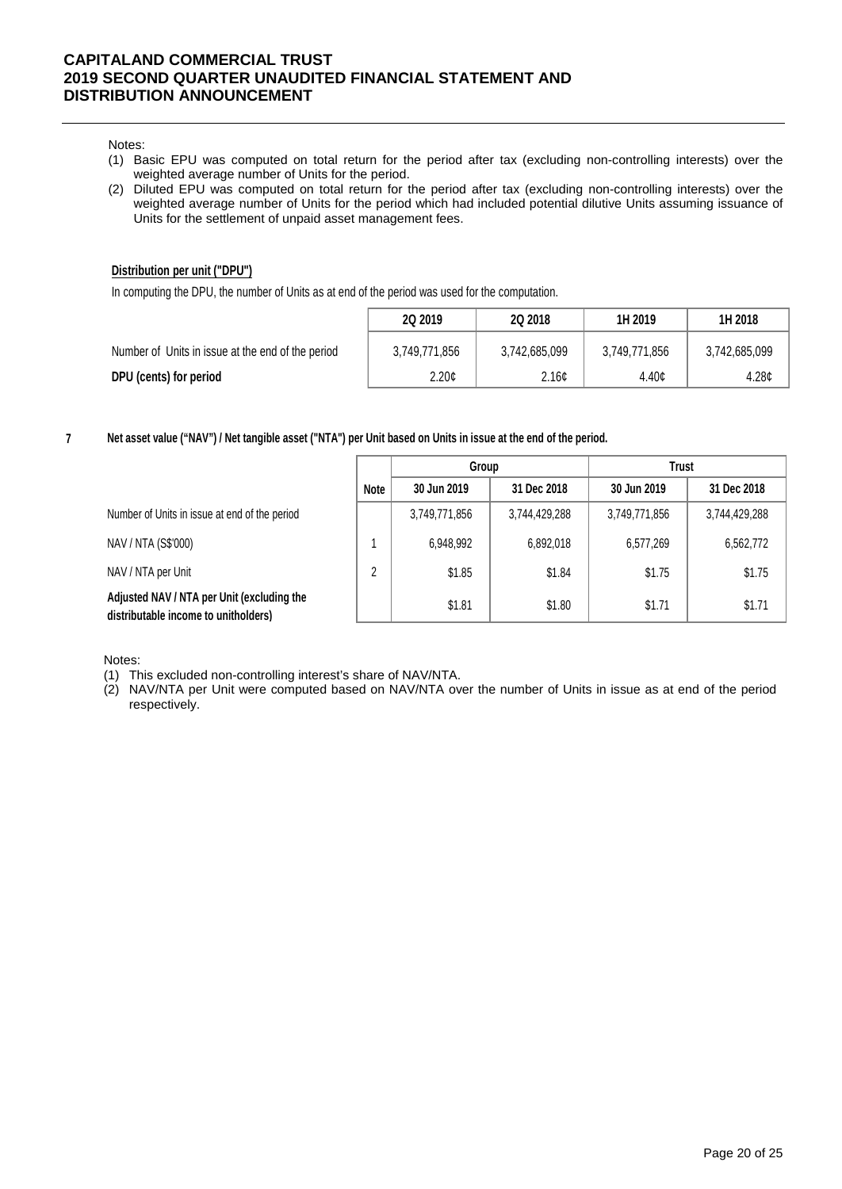Notes:
(1) Basic EPU was computed on total return for the period after tax (excluding non-controlling interests) over the weighted average number of Units for the period.
(2) Diluted EPU was computed on total return for the period after tax (excluding non-controlling interests) over the weighted average number of Units for the period which had included potential dilutive Units assuming issuance of Units for the settlement of unpaid asset management fees.

**Distribution per unit ("DPU")**

In computing the DPU, the number of Units as at end of the period was used for the computation.

| | 2Q 2019 | 2Q 2018 | 1H 2019 | 1H 2018 |
|---|---|---|---|---|
| Number of Units in issue at the end of the period | 3,749,771,856 | 3,742,685,099 | 3,749,771,856 | 3,742,685,099 |
| **DPU (cents) for period** | 2.20¢ | 2.16¢ | 4.40¢ | 4.28¢ |

**7 Net asset value ("NAV") / Net tangible asset ("NTA") per Unit based on Units in issue at the end of the period.**

| | Note | Group | | Trust | |
|---|---|---|---|---|---|
| | | 30 Jun 2019 | 31 Dec 2018 | 30 Jun 2019 | 31 Dec 2018 |
| Number of Units in issue at end of the period | | 3,749,771,856 | 3,744,429,288 | 3,749,771,856 | 3,744,429,288 |
| NAV / NTA (S$'000) | 1 | 6,948,992 | 6,892,018 | 6,577,269 | 6,562,772 |
| NAV / NTA per Unit | 2 | $1.85 | $1.84 | $1.75 | $1.75 |
| **Adjusted NAV / NTA per Unit (excluding the distributable income to unitholders)** | | $1.81 | $1.80 | $1.71 | $1.71 |

Notes:
(1) This excluded non-controlling interest's share of NAV/NTA.
(2) NAV/NTA per Unit were computed based on NAV/NTA over the number of Units in issue as at end of the period respectively.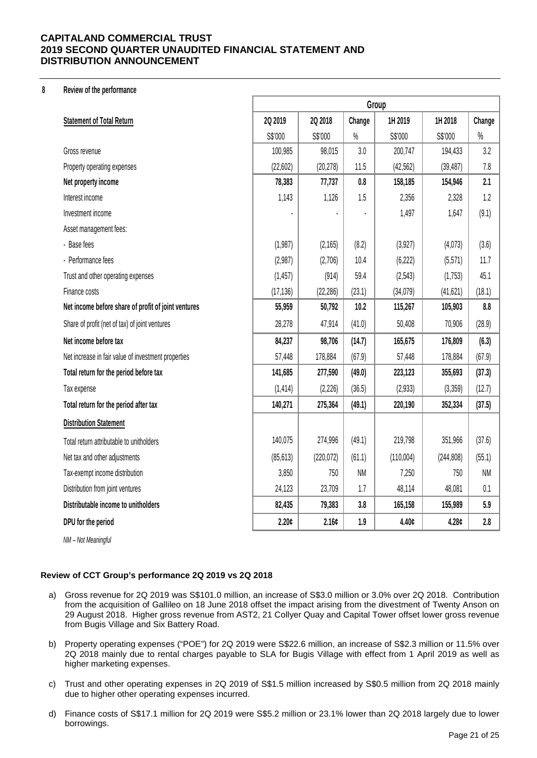**CAPITALAND COMMERCIAL TRUST**
**2019 SECOND QUARTER UNAUDITED FINANCIAL STATEMENT AND DISTRIBUTION ANNOUNCEMENT**

## 8 Review of the performance

| | Group | | | | | |
|---|---|---|---|---|---|---|
| **Statement of Total Return** | **2Q 2019** | **2Q 2018** | **Change** | **1H 2019** | **1H 2018** | **Change** |
| | S$'000 | S$'000 | % | S$'000 | S$'000 | % |
| Gross revenue | 100,985 | 98,015 | 3.0 | 200,747 | 194,433 | 3.2 |
| Property operating expenses | (22,602) | (20,278) | 11.5 | (42,562) | (39,487) | 7.8 |
| **Net property income** | **78,383** | **77,737** | **0.8** | **158,185** | **154,946** | **2.1** |
| Interest income | 1,143 | 1,126 | 1.5 | 2,356 | 2,328 | 1.2 |
| Investment income | - | - | - | 1,497 | 1,647 | (9.1) |
| Asset management fees: | | | | | | |
| - Base fees | (1,987) | (2,165) | (8.2) | (3,927) | (4,073) | (3.6) |
| - Performance fees | (2,987) | (2,706) | 10.4 | (6,222) | (5,571) | 11.7 |
| Trust and other operating expenses | (1,457) | (914) | 59.4 | (2,543) | (1,753) | 45.1 |
| Finance costs | (17,136) | (22,286) | (23.1) | (34,079) | (41,621) | (18.1) |
| **Net income before share of profit of joint ventures** | **55,959** | **50,792** | **10.2** | **115,267** | **105,903** | **8.8** |
| Share of profit (net of tax) of joint ventures | 28,278 | 47,914 | (41.0) | 50,408 | 70,906 | (28.9) |
| **Net income before tax** | **84,237** | **98,706** | **(14.7)** | **165,675** | **176,809** | **(6.3)** |
| Net increase in fair value of investment properties | 57,448 | 178,884 | (67.9) | 57,448 | 178,884 | (67.9) |
| **Total return for the period before tax** | **141,685** | **277,590** | **(49.0)** | **223,123** | **355,693** | **(37.3)** |
| Tax expense | (1,414) | (2,226) | (36.5) | (2,933) | (3,359) | (12.7) |
| **Total return for the period after tax** | **140,271** | **275,364** | **(49.1)** | **220,190** | **352,334** | **(37.5)** |
| **Distribution Statement** | | | | | | |
| Total return attributable to unitholders | 140,075 | 274,996 | (49.1) | 219,798 | 351,966 | (37.6) |
| Net tax and other adjustments | (85,613) | (220,072) | (61.1) | (110,004) | (244,808) | (55.1) |
| Tax-exempt income distribution | 3,850 | 750 | NM | 7,250 | 750 | NM |
| Distribution from joint ventures | 24,123 | 23,709 | 1.7 | 48,114 | 48,081 | 0.1 |
| **Distributable income to unitholders** | **82,435** | **79,383** | **3.8** | **165,158** | **155,989** | **5.9** |
| **DPU for the period** | **2.20¢** | **2.16¢** | **1.9** | **4.40¢** | **4.28¢** | **2.8** |

*NM – Not Meaningful*

### Review of CCT Group's performance 2Q 2019 vs 2Q 2018

a) Gross revenue for 2Q 2019 was S$101.0 million, an increase of S$3.0 million or 3.0% over 2Q 2018. Contribution from the acquisition of Gallileo on 18 June 2018 offset the impact arising from the divestment of Twenty Anson on 29 August 2018. Higher gross revenue from AST2, 21 Collyer Quay and Capital Tower offset lower gross revenue from Bugis Village and Six Battery Road.

b) Property operating expenses ("POE") for 2Q 2019 were S$22.6 million, an increase of S$2.3 million or 11.5% over 2Q 2018 mainly due to rental charges payable to SLA for Bugis Village with effect from 1 April 2019 as well as higher marketing expenses.

c) Trust and other operating expenses in 2Q 2019 of S$1.5 million increased by S$0.5 million from 2Q 2018 mainly due to higher other operating expenses incurred.

d) Finance costs of S$17.1 million for 2Q 2019 were S$5.2 million or 23.1% lower than 2Q 2018 largely due to lower borrowings.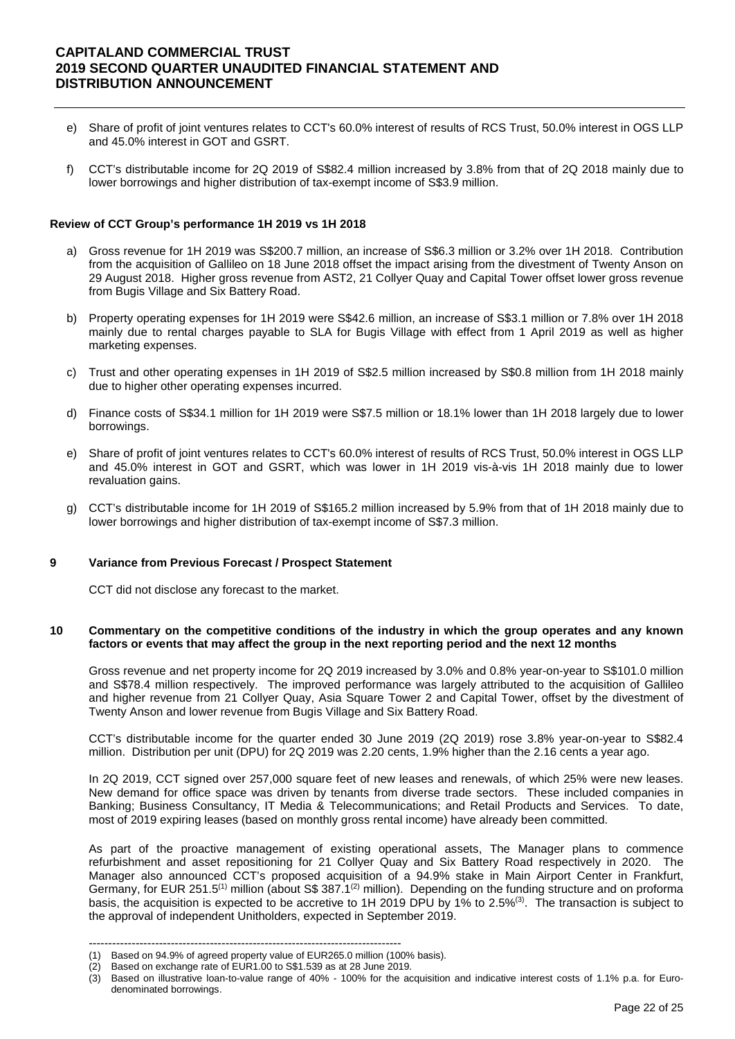e) Share of profit of joint ventures relates to CCT's 60.0% interest of results of RCS Trust, 50.0% interest in OGS LLP and 45.0% interest in GOT and GSRT.

f) CCT's distributable income for 2Q 2019 of S$82.4 million increased by 3.8% from that of 2Q 2018 mainly due to lower borrowings and higher distribution of tax-exempt income of S$3.9 million.

**Review of CCT Group's performance 1H 2019 vs 1H 2018**

a) Gross revenue for 1H 2019 was S$200.7 million, an increase of S$6.3 million or 3.2% over 1H 2018. Contribution from the acquisition of Gallileo on 18 June 2018 offset the impact arising from the divestment of Twenty Anson on 29 August 2018. Higher gross revenue from AST2, 21 Collyer Quay and Capital Tower offset lower gross revenue from Bugis Village and Six Battery Road.

b) Property operating expenses for 1H 2019 were S$42.6 million, an increase of S$3.1 million or 7.8% over 1H 2018 mainly due to rental charges payable to SLA for Bugis Village with effect from 1 April 2019 as well as higher marketing expenses.

c) Trust and other operating expenses in 1H 2019 of S$2.5 million increased by S$0.8 million from 1H 2018 mainly due to higher other operating expenses incurred.

d) Finance costs of S$34.1 million for 1H 2019 were S$7.5 million or 18.1% lower than 1H 2018 largely due to lower borrowings.

e) Share of profit of joint ventures relates to CCT's 60.0% interest of results of RCS Trust, 50.0% interest in OGS LLP and 45.0% interest in GOT and GSRT, which was lower in 1H 2019 vis-à-vis 1H 2018 mainly due to lower revaluation gains.

g) CCT's distributable income for 1H 2019 of S$165.2 million increased by 5.9% from that of 1H 2018 mainly due to lower borrowings and higher distribution of tax-exempt income of S$7.3 million.

## 9 Variance from Previous Forecast / Prospect Statement

CCT did not disclose any forecast to the market.

## 10 Commentary on the competitive conditions of the industry in which the group operates and any known factors or events that may affect the group in the next reporting period and the next 12 months

Gross revenue and net property income for 2Q 2019 increased by 3.0% and 0.8% year-on-year to S$101.0 million and S$78.4 million respectively. The improved performance was largely attributed to the acquisition of Gallileo and higher revenue from 21 Collyer Quay, Asia Square Tower 2 and Capital Tower, offset by the divestment of Twenty Anson and lower revenue from Bugis Village and Six Battery Road.

CCT's distributable income for the quarter ended 30 June 2019 (2Q 2019) rose 3.8% year-on-year to S$82.4 million. Distribution per unit (DPU) for 2Q 2019 was 2.20 cents, 1.9% higher than the 2.16 cents a year ago.

In 2Q 2019, CCT signed over 257,000 square feet of new leases and renewals, of which 25% were new leases. New demand for office space was driven by tenants from diverse trade sectors. These included companies in Banking; Business Consultancy, IT Media & Telecommunications; and Retail Products and Services. To date, most of 2019 expiring leases (based on monthly gross rental income) have already been committed.

As part of the proactive management of existing operational assets, The Manager plans to commence refurbishment and asset repositioning for 21 Collyer Quay and Six Battery Road respectively in 2020. The Manager also announced CCT's proposed acquisition of a 94.9% stake in Main Airport Center in Frankfurt, Germany, for EUR 251.5[1] million (about S$ 387.1[2] million). Depending on the funding structure and on proforma basis, the acquisition is expected to be accretive to 1H 2019 DPU by 1% to 2.5%[3]. The transaction is subject to the approval of independent Unitholders, expected in September 2019.

---

(1) Based on 94.9% of agreed property value of EUR265.0 million (100% basis).
(2) Based on exchange rate of EUR1.00 to S$1.539 as at 28 June 2019.
(3) Based on illustrative loan-to-value range of 40% - 100% for the acquisition and indicative interest costs of 1.1% p.a. for Euro-denominated borrowings.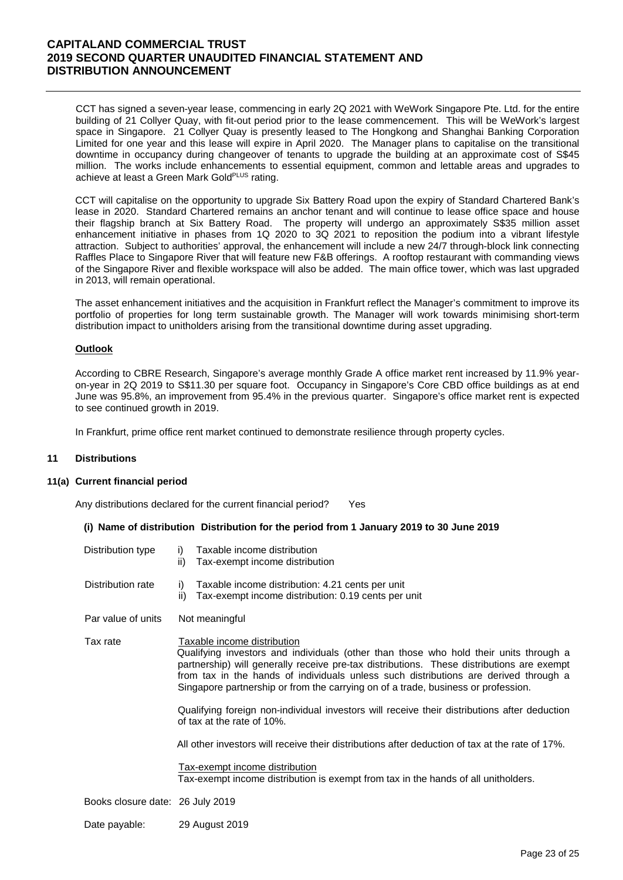CCT has signed a seven-year lease, commencing in early 2Q 2021 with WeWork Singapore Pte. Ltd. for the entire building of 21 Collyer Quay, with fit-out period prior to the lease commencement. This will be WeWork's largest space in Singapore. 21 Collyer Quay is presently leased to The Hongkong and Shanghai Banking Corporation Limited for one year and this lease will expire in April 2020. The Manager plans to capitalise on the transitional downtime in occupancy during changeover of tenants to upgrade the building at an approximate cost of S$45 million. The works include enhancements to essential equipment, common and lettable areas and upgrades to achieve at least a Green Mark Gold[PLUS] rating.

CCT will capitalise on the opportunity to upgrade Six Battery Road upon the expiry of Standard Chartered Bank's lease in 2020. Standard Chartered remains an anchor tenant and will continue to lease office space and house their flagship branch at Six Battery Road. The property will undergo an approximately S$35 million asset enhancement initiative in phases from 1Q 2020 to 3Q 2021 to reposition the podium into a vibrant lifestyle attraction. Subject to authorities' approval, the enhancement will include a new 24/7 through-block link connecting Raffles Place to Singapore River that will feature new F&B offerings. A rooftop restaurant with commanding views of the Singapore River and flexible workspace will also be added. The main office tower, which was last upgraded in 2013, will remain operational.

The asset enhancement initiatives and the acquisition in Frankfurt reflect the Manager's commitment to improve its portfolio of properties for long term sustainable growth. The Manager will work towards minimising short-term distribution impact to unitholders arising from the transitional downtime during asset upgrading.

**Outlook**

According to CBRE Research, Singapore's average monthly Grade A office market rent increased by 11.9% year-on-year in 2Q 2019 to S$11.30 per square foot. Occupancy in Singapore's Core CBD office buildings as at end June was 95.8%, an improvement from 95.4% in the previous quarter. Singapore's office market rent is expected to see continued growth in 2019.

In Frankfurt, prime office rent market continued to demonstrate resilience through property cycles.

## 11 Distributions

### 11(a) Current financial period

Any distributions declared for the current financial period? Yes

**(i) Name of distribution Distribution for the period from 1 January 2019 to 30 June 2019**

Distribution type
- i) Taxable income distribution
- ii) Tax-exempt income distribution

Distribution rate
- i) Taxable income distribution: 4.21 cents per unit
- ii) Tax-exempt income distribution: 0.19 cents per unit

Par value of units: Not meaningful

Tax rate

Taxable income distribution

Qualifying investors and individuals (other than those who hold their units through a partnership) will generally receive pre-tax distributions. These distributions are exempt from tax in the hands of individuals unless such distributions are derived through a Singapore partnership or from the carrying on of a trade, business or profession.

Qualifying foreign non-individual investors will receive their distributions after deduction of tax at the rate of 10%.

All other investors will receive their distributions after deduction of tax at the rate of 17%.

Tax-exempt income distribution

Tax-exempt income distribution is exempt from tax in the hands of all unitholders.

Books closure date: 26 July 2019

Date payable: 29 August 2019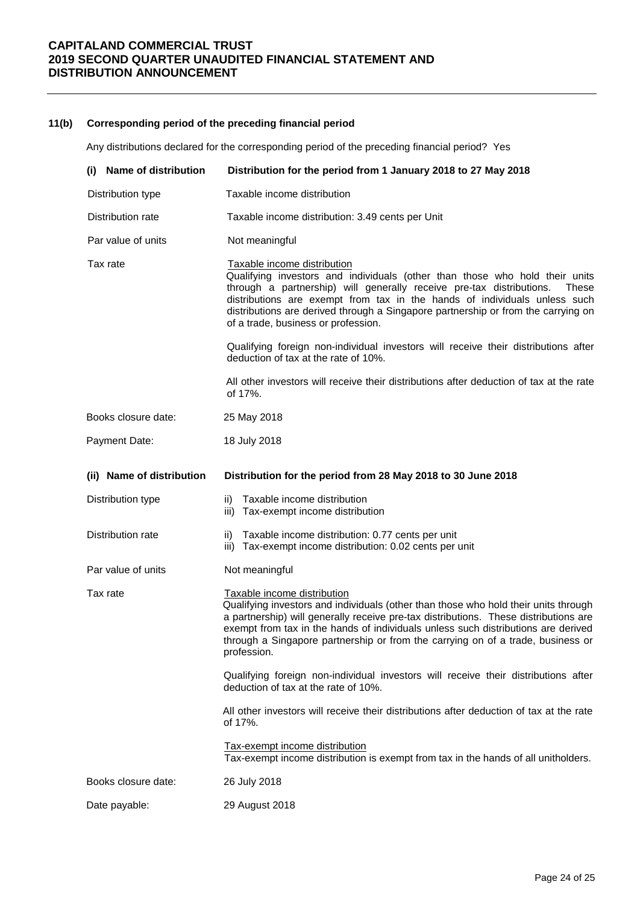**11(b) Corresponding period of the preceding financial period**

Any distributions declared for the corresponding period of the preceding financial period? Yes

**(i) Name of distribution** — **Distribution for the period from 1 January 2018 to 27 May 2018**

Distribution type: Taxable income distribution

Distribution rate: Taxable income distribution: 3.49 cents per Unit

Par value of units: Not meaningful

Tax rate:

Taxable income distribution
Qualifying investors and individuals (other than those who hold their units through a partnership) will generally receive pre-tax distributions. These distributions are exempt from tax in the hands of individuals unless such distributions are derived through a Singapore partnership or from the carrying on of a trade, business or profession.

Qualifying foreign non-individual investors will receive their distributions after deduction of tax at the rate of 10%.

All other investors will receive their distributions after deduction of tax at the rate of 17%.

Books closure date: 25 May 2018

Payment Date: 18 July 2018

**(ii) Name of distribution** — **Distribution for the period from 28 May 2018 to 30 June 2018**

Distribution type:
- ii) Taxable income distribution
- iii) Tax-exempt income distribution

Distribution rate:
- ii) Taxable income distribution: 0.77 cents per unit
- iii) Tax-exempt income distribution: 0.02 cents per unit

Par value of units: Not meaningful

Tax rate:

Taxable income distribution
Qualifying investors and individuals (other than those who hold their units through a partnership) will generally receive pre-tax distributions. These distributions are exempt from tax in the hands of individuals unless such distributions are derived through a Singapore partnership or from the carrying on of a trade, business or profession.

Qualifying foreign non-individual investors will receive their distributions after deduction of tax at the rate of 10%.

All other investors will receive their distributions after deduction of tax at the rate of 17%.

Tax-exempt income distribution
Tax-exempt income distribution is exempt from tax in the hands of all unitholders.

Books closure date: 26 July 2018

Date payable: 29 August 2018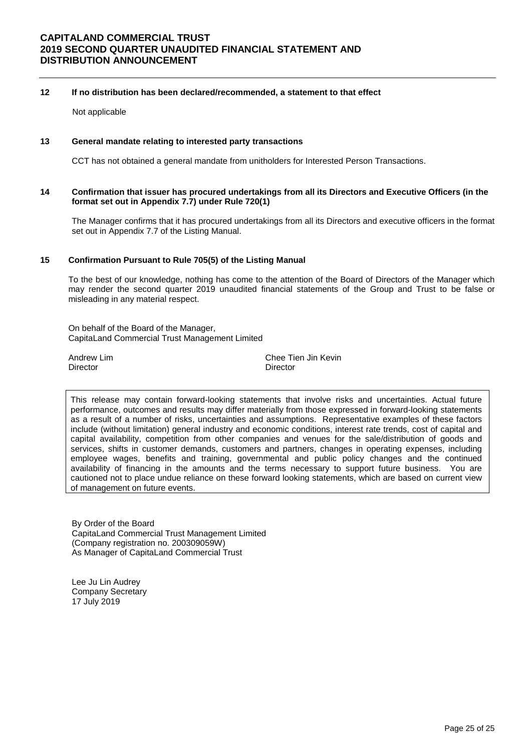**12 If no distribution has been declared/recommended, a statement to that effect**

Not applicable

**13 General mandate relating to interested party transactions**

CCT has not obtained a general mandate from unitholders for Interested Person Transactions.

**14 Confirmation that issuer has procured undertakings from all its Directors and Executive Officers (in the format set out in Appendix 7.7) under Rule 720(1)**

The Manager confirms that it has procured undertakings from all its Directors and executive officers in the format set out in Appendix 7.7 of the Listing Manual.

**15 Confirmation Pursuant to Rule 705(5) of the Listing Manual**

To the best of our knowledge, nothing has come to the attention of the Board of Directors of the Manager which may render the second quarter 2019 unaudited financial statements of the Group and Trust to be false or misleading in any material respect.

On behalf of the Board of the Manager,
CapitaLand Commercial Trust Management Limited

| | |
|---|---|
| Andrew Lim | Chee Tien Jin Kevin |
| Director | Director |

This release may contain forward-looking statements that involve risks and uncertainties. Actual future performance, outcomes and results may differ materially from those expressed in forward-looking statements as a result of a number of risks, uncertainties and assumptions. Representative examples of these factors include (without limitation) general industry and economic conditions, interest rate trends, cost of capital and capital availability, competition from other companies and venues for the sale/distribution of goods and services, shifts in customer demands, customers and partners, changes in operating expenses, including employee wages, benefits and training, governmental and public policy changes and the continued availability of financing in the amounts and the terms necessary to support future business. You are cautioned not to place undue reliance on these forward looking statements, which are based on current view of management on future events.

By Order of the Board
CapitaLand Commercial Trust Management Limited
(Company registration no. 200309059W)
As Manager of CapitaLand Commercial Trust

Lee Ju Lin Audrey
Company Secretary
17 July 2019